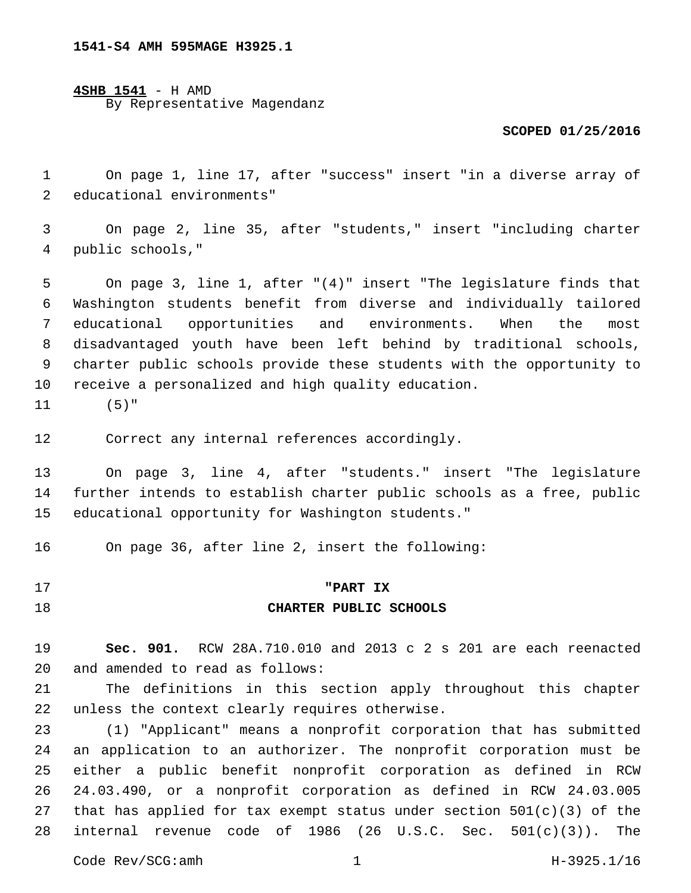1541-S4 AMH 595MAGE H3925.1

**4SHB 1541** - H AMD
By Representative Magendanz

**SCOPED 01/25/2016**

On page 1, line 17, after "success" insert "in a diverse array of educational environments"

On page 2, line 35, after "students," insert "including charter public schools,"

On page 3, line 1, after "(4)" insert "The legislature finds that Washington students benefit from diverse and individually tailored educational opportunities and environments. When the most disadvantaged youth have been left behind by traditional schools, charter public schools provide these students with the opportunity to receive a personalized and high quality education.

(5)"

Correct any internal references accordingly.

On page 3, line 4, after "students." insert "The legislature further intends to establish charter public schools as a free, public educational opportunity for Washington students."

On page 36, after line 2, insert the following:

**"PART IX**
**CHARTER PUBLIC SCHOOLS**

**Sec. 901.** RCW 28A.710.010 and 2013 c 2 s 201 are each reenacted and amended to read as follows:

The definitions in this section apply throughout this chapter unless the context clearly requires otherwise.

(1) "Applicant" means a nonprofit corporation that has submitted an application to an authorizer. The nonprofit corporation must be either a public benefit nonprofit corporation as defined in RCW 24.03.490, or a nonprofit corporation as defined in RCW 24.03.005 that has applied for tax exempt status under section 501(c)(3) of the internal revenue code of 1986 (26 U.S.C. Sec. 501(c)(3)). The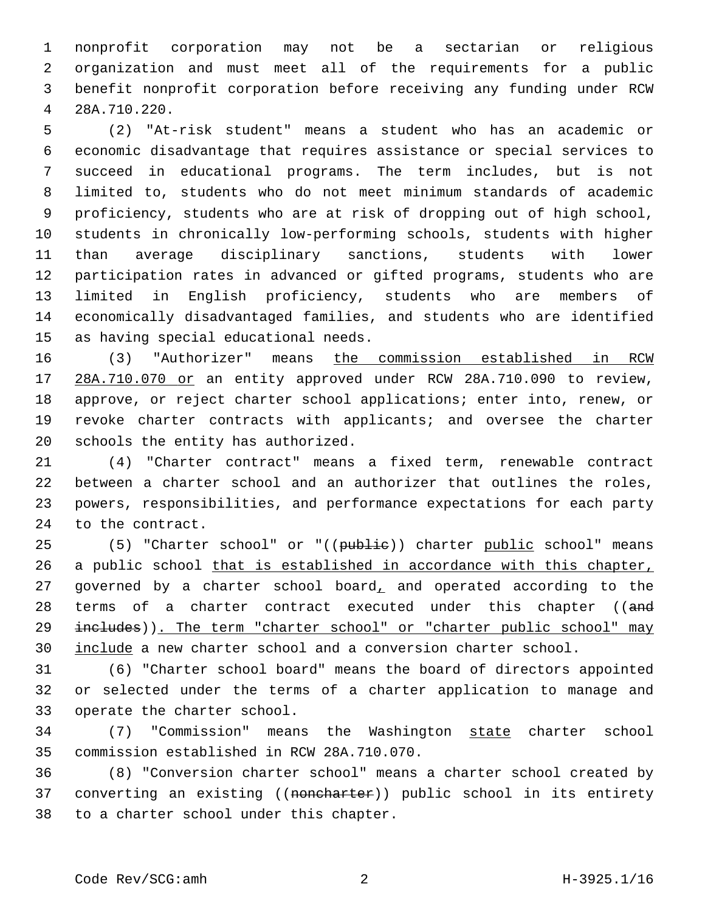nonprofit corporation may not be a sectarian or religious organization and must meet all of the requirements for a public benefit nonprofit corporation before receiving any funding under RCW 28A.710.220.

(2) "At-risk student" means a student who has an academic or economic disadvantage that requires assistance or special services to succeed in educational programs. The term includes, but is not limited to, students who do not meet minimum standards of academic proficiency, students who are at risk of dropping out of high school, students in chronically low-performing schools, students with higher than average disciplinary sanctions, students with lower participation rates in advanced or gifted programs, students who are limited in English proficiency, students who are members of economically disadvantaged families, and students who are identified as having special educational needs.

(3) "Authorizer" means the commission established in RCW 28A.710.070 or an entity approved under RCW 28A.710.090 to review, approve, or reject charter school applications; enter into, renew, or revoke charter contracts with applicants; and oversee the charter schools the entity has authorized.

(4) "Charter contract" means a fixed term, renewable contract between a charter school and an authorizer that outlines the roles, powers, responsibilities, and performance expectations for each party to the contract.

(5) "Charter school" or "((~~public~~)) charter public school" means a public school that is established in accordance with this chapter, governed by a charter school board, and operated according to the terms of a charter contract executed under this chapter ((~~and includes~~)). The term "charter school" or "charter public school" may include a new charter school and a conversion charter school.

(6) "Charter school board" means the board of directors appointed or selected under the terms of a charter application to manage and operate the charter school.

(7) "Commission" means the Washington state charter school commission established in RCW 28A.710.070.

(8) "Conversion charter school" means a charter school created by converting an existing ((~~noncharter~~)) public school in its entirety to a charter school under this chapter.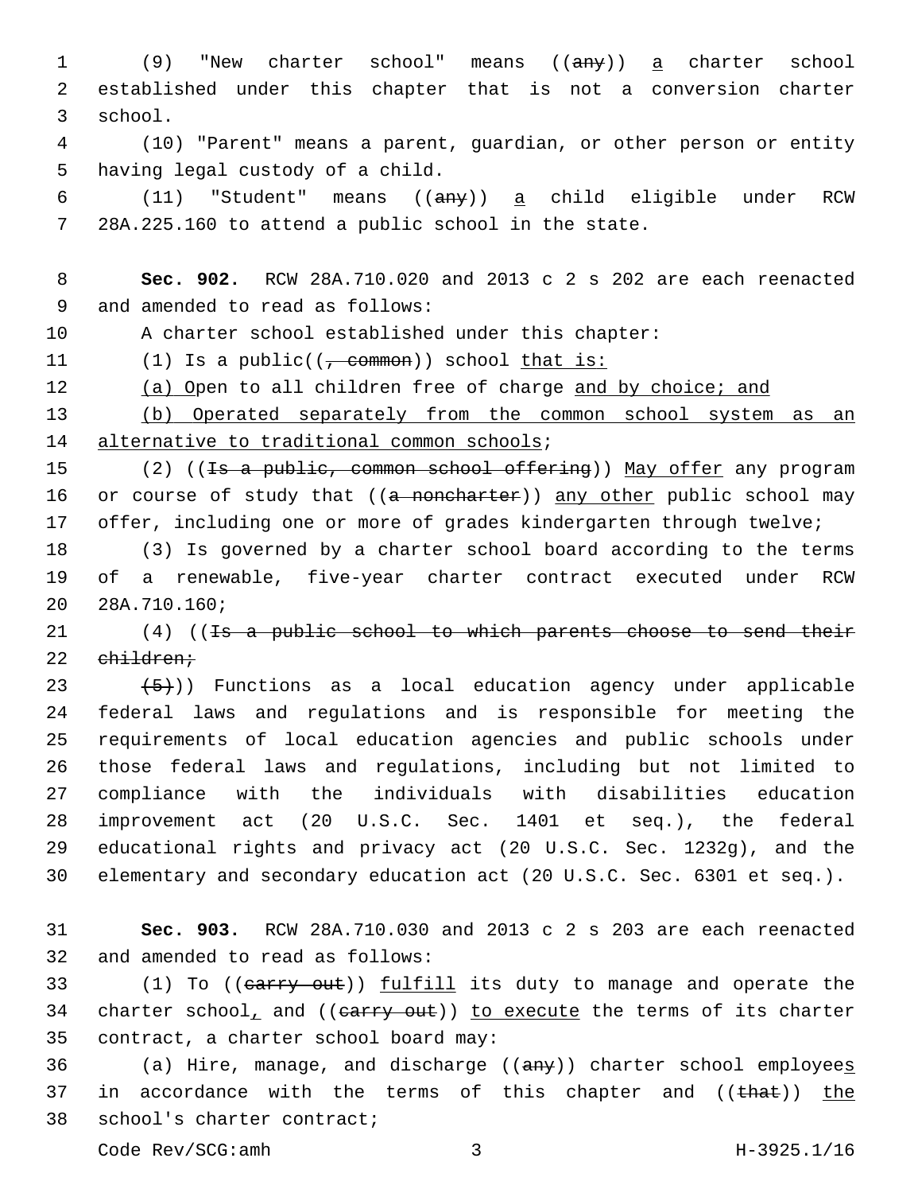(9) "New charter school" means ((~~any~~)) <u>a</u> charter school established under this chapter that is not a conversion charter school.

(10) "Parent" means a parent, guardian, or other person or entity having legal custody of a child.

(11) "Student" means ((~~any~~)) <u>a</u> child eligible under RCW 28A.225.160 to attend a public school in the state.

**Sec. 902.** RCW 28A.710.020 and 2013 c 2 s 202 are each reenacted and amended to read as follows:

A charter school established under this chapter:

(1) Is a public((~~, common~~)) school <u>that is:</u>

<u>(a) O</u>pen to all children free of charge <u>and by choice; and</u>

<u>(b) Operated separately from the common school system as an alternative to traditional common schools</u>;

(2) ((~~Is a public, common school offering~~)) <u>May offer</u> any program or course of study that ((~~a noncharter~~)) <u>any other</u> public school may offer, including one or more of grades kindergarten through twelve;

(3) Is governed by a charter school board according to the terms of a renewable, five-year charter contract executed under RCW 28A.710.160;

(4) ((~~Is a public school to which parents choose to send their children;~~

~~(5)~~)) Functions as a local education agency under applicable federal laws and regulations and is responsible for meeting the requirements of local education agencies and public schools under those federal laws and regulations, including but not limited to compliance with the individuals with disabilities education improvement act (20 U.S.C. Sec. 1401 et seq.), the federal educational rights and privacy act (20 U.S.C. Sec. 1232g), and the elementary and secondary education act (20 U.S.C. Sec. 6301 et seq.).

**Sec. 903.** RCW 28A.710.030 and 2013 c 2 s 203 are each reenacted and amended to read as follows:

(1) To ((~~carry out~~)) <u>fulfill</u> its duty to manage and operate the charter school<u>,</u> and ((~~carry out~~)) <u>to execute</u> the terms of its charter contract, a charter school board may:

(a) Hire, manage, and discharge ((~~any~~)) charter school employee<u>s</u> in accordance with the terms of this chapter and ((~~that~~)) <u>the</u> school's charter contract;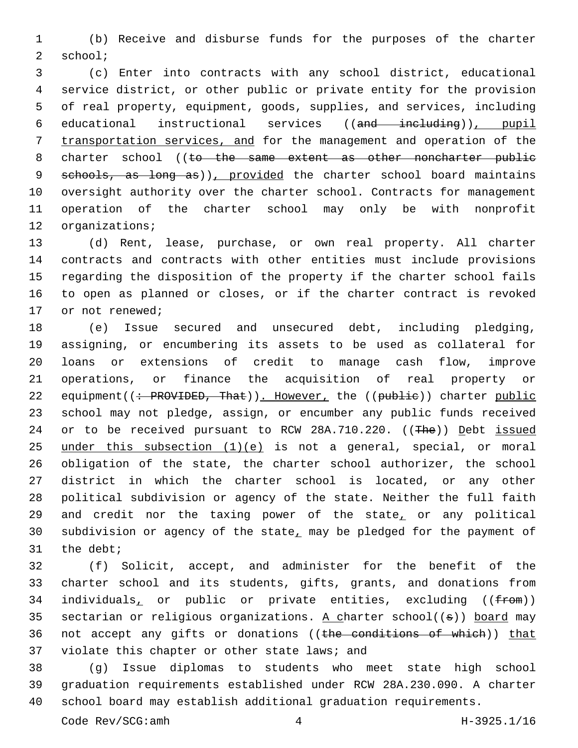(b) Receive and disburse funds for the purposes of the charter school;

(c) Enter into contracts with any school district, educational service district, or other public or private entity for the provision of real property, equipment, goods, supplies, and services, including educational instructional services ((~~and including~~)), pupil transportation services, and for the management and operation of the charter school ((~~to the same extent as other noncharter public schools, as long as~~)), provided the charter school board maintains oversight authority over the charter school. Contracts for management operation of the charter school may only be with nonprofit organizations;

(d) Rent, lease, purchase, or own real property. All charter contracts and contracts with other entities must include provisions regarding the disposition of the property if the charter school fails to open as planned or closes, or if the charter contract is revoked or not renewed;

(e) Issue secured and unsecured debt, including pledging, assigning, or encumbering its assets to be used as collateral for loans or extensions of credit to manage cash flow, improve operations, or finance the acquisition of real property or equipment((~~: PROVIDED, That~~)). However, the ((~~public~~)) charter public school may not pledge, assign, or encumber any public funds received or to be received pursuant to RCW 28A.710.220. ((~~The~~)) Debt issued under this subsection (1)(e) is not a general, special, or moral obligation of the state, the charter school authorizer, the school district in which the charter school is located, or any other political subdivision or agency of the state. Neither the full faith and credit nor the taxing power of the state, or any political subdivision or agency of the state, may be pledged for the payment of the debt;

(f) Solicit, accept, and administer for the benefit of the charter school and its students, gifts, grants, and donations from individuals, or public or private entities, excluding ((~~from~~)) sectarian or religious organizations. A charter school((~~s~~)) board may not accept any gifts or donations ((~~the conditions of which~~)) that violate this chapter or other state laws; and

(g) Issue diplomas to students who meet state high school graduation requirements established under RCW 28A.230.090. A charter school board may establish additional graduation requirements.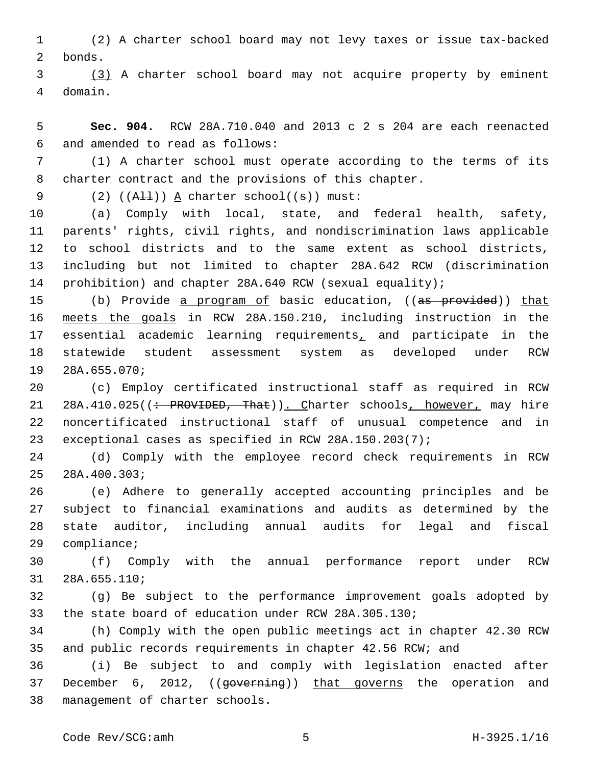(2) A charter school board may not levy taxes or issue tax-backed bonds.

(3) A charter school board may not acquire property by eminent domain.

**Sec. 904.** RCW 28A.710.040 and 2013 c 2 s 204 are each reenacted and amended to read as follows:

(1) A charter school must operate according to the terms of its charter contract and the provisions of this chapter.

(2) ((All)) A charter school((s)) must:

(a) Comply with local, state, and federal health, safety, parents' rights, civil rights, and nondiscrimination laws applicable to school districts and to the same extent as school districts, including but not limited to chapter 28A.642 RCW (discrimination prohibition) and chapter 28A.640 RCW (sexual equality);

(b) Provide a program of basic education, ((as provided)) that meets the goals in RCW 28A.150.210, including instruction in the essential academic learning requirements, and participate in the statewide student assessment system as developed under RCW 28A.655.070;

(c) Employ certificated instructional staff as required in RCW 28A.410.025((: PROVIDED, That)). Charter schools, however, may hire noncertificated instructional staff of unusual competence and in exceptional cases as specified in RCW 28A.150.203(7);

(d) Comply with the employee record check requirements in RCW 28A.400.303;

(e) Adhere to generally accepted accounting principles and be subject to financial examinations and audits as determined by the state auditor, including annual audits for legal and fiscal compliance;

(f) Comply with the annual performance report under RCW 28A.655.110;

(g) Be subject to the performance improvement goals adopted by the state board of education under RCW 28A.305.130;

(h) Comply with the open public meetings act in chapter 42.30 RCW and public records requirements in chapter 42.56 RCW; and

(i) Be subject to and comply with legislation enacted after December 6, 2012, ((governing)) that governs the operation and management of charter schools.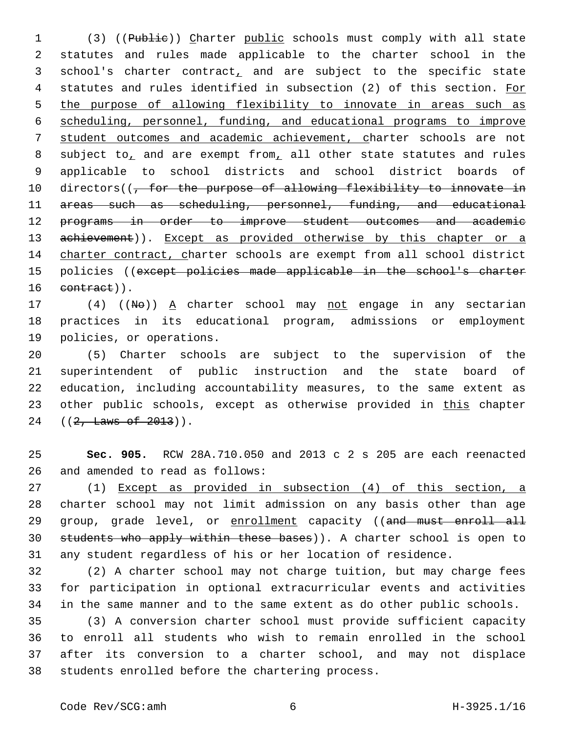(3) ((~~Public~~)) Charter public schools must comply with all state statutes and rules made applicable to the charter school in the school's charter contract, and are subject to the specific state statutes and rules identified in subsection (2) of this section. For the purpose of allowing flexibility to innovate in areas such as scheduling, personnel, funding, and educational programs to improve student outcomes and academic achievement, charter schools are not subject to, and are exempt from, all other state statutes and rules applicable to school districts and school district boards of directors((~~, for the purpose of allowing flexibility to innovate in areas such as scheduling, personnel, funding, and educational programs in order to improve student outcomes and academic achievement~~)). Except as provided otherwise by this chapter or a charter contract, charter schools are exempt from all school district policies ((~~except policies made applicable in the school's charter contract~~)).

(4) ((~~No~~)) A charter school may not engage in any sectarian practices in its educational program, admissions or employment policies, or operations.

(5) Charter schools are subject to the supervision of the superintendent of public instruction and the state board of education, including accountability measures, to the same extent as other public schools, except as otherwise provided in this chapter ((~~2, Laws of 2013~~)).

**Sec. 905.** RCW 28A.710.050 and 2013 c 2 s 205 are each reenacted and amended to read as follows:

(1) Except as provided in subsection (4) of this section, a charter school may not limit admission on any basis other than age group, grade level, or enrollment capacity ((~~and must enroll all students who apply within these bases~~)). A charter school is open to any student regardless of his or her location of residence.

(2) A charter school may not charge tuition, but may charge fees for participation in optional extracurricular events and activities in the same manner and to the same extent as do other public schools.

(3) A conversion charter school must provide sufficient capacity to enroll all students who wish to remain enrolled in the school after its conversion to a charter school, and may not displace students enrolled before the chartering process.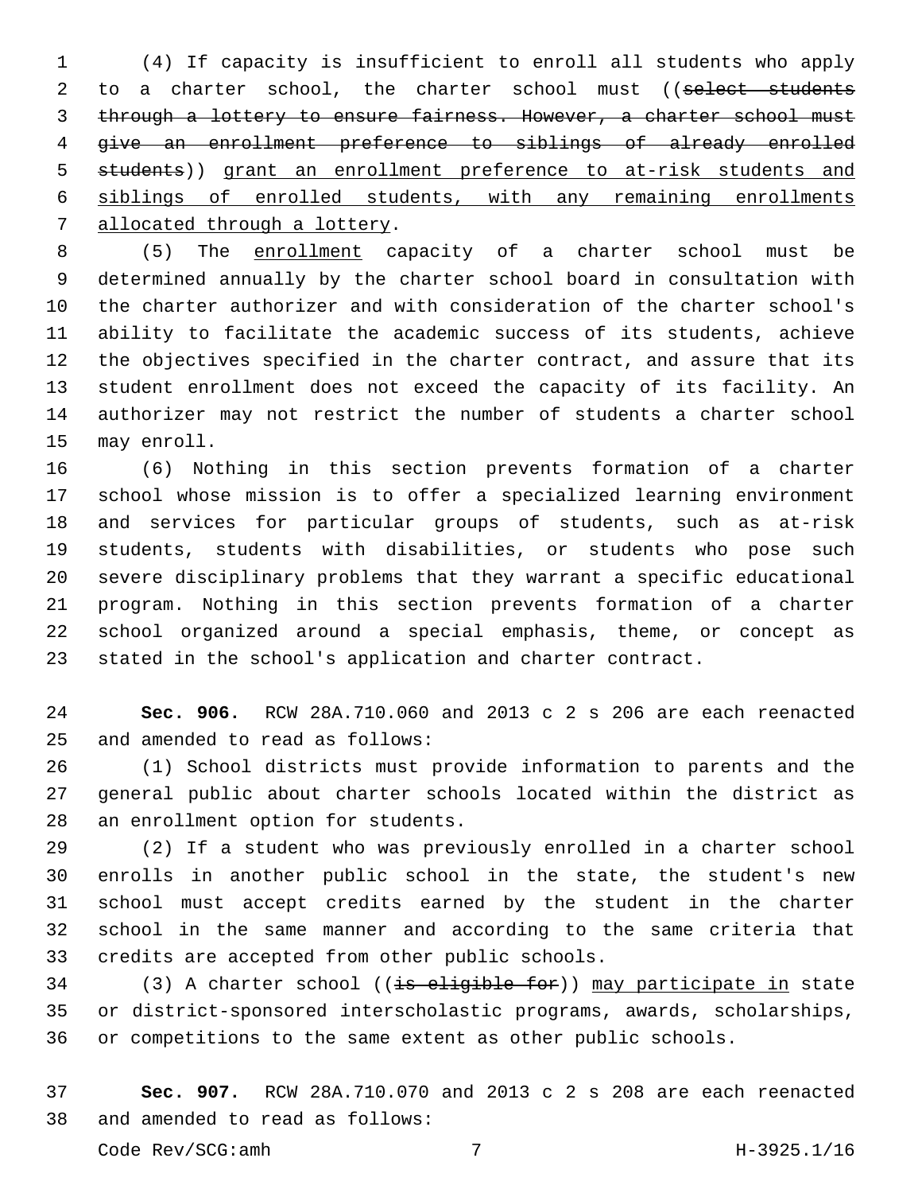(4) If capacity is insufficient to enroll all students who apply to a charter school, the charter school must ((~~select students through a lottery to ensure fairness. However, a charter school must give an enrollment preference to siblings of already enrolled students~~)) <u>grant an enrollment preference to at-risk students and siblings of enrolled students, with any remaining enrollments allocated through a lottery</u>.

(5) The <u>enrollment</u> capacity of a charter school must be determined annually by the charter school board in consultation with the charter authorizer and with consideration of the charter school's ability to facilitate the academic success of its students, achieve the objectives specified in the charter contract, and assure that its student enrollment does not exceed the capacity of its facility. An authorizer may not restrict the number of students a charter school may enroll.

(6) Nothing in this section prevents formation of a charter school whose mission is to offer a specialized learning environment and services for particular groups of students, such as at-risk students, students with disabilities, or students who pose such severe disciplinary problems that they warrant a specific educational program. Nothing in this section prevents formation of a charter school organized around a special emphasis, theme, or concept as stated in the school's application and charter contract.

**Sec. 906.** RCW 28A.710.060 and 2013 c 2 s 206 are each reenacted and amended to read as follows:

(1) School districts must provide information to parents and the general public about charter schools located within the district as an enrollment option for students.

(2) If a student who was previously enrolled in a charter school enrolls in another public school in the state, the student's new school must accept credits earned by the student in the charter school in the same manner and according to the same criteria that credits are accepted from other public schools.

(3) A charter school ((~~is eligible for~~)) <u>may participate in</u> state or district-sponsored interscholastic programs, awards, scholarships, or competitions to the same extent as other public schools.

**Sec. 907.** RCW 28A.710.070 and 2013 c 2 s 208 are each reenacted and amended to read as follows: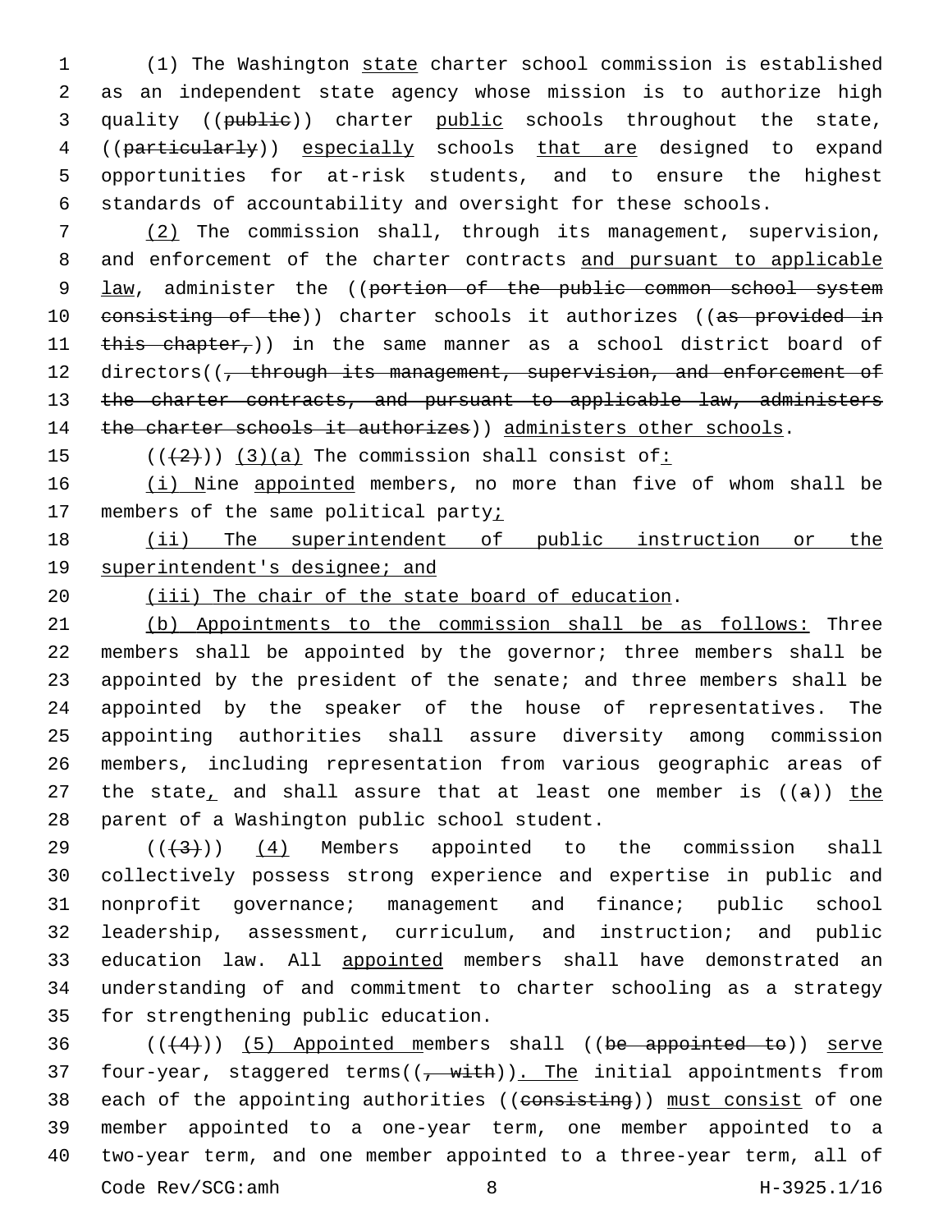(1) The Washington state charter school commission is established as an independent state agency whose mission is to authorize high quality ((~~public~~)) charter public schools throughout the state, ((~~particularly~~)) especially schools that are designed to expand opportunities for at-risk students, and to ensure the highest standards of accountability and oversight for these schools.

(2) The commission shall, through its management, supervision, and enforcement of the charter contracts and pursuant to applicable law, administer the ((~~portion of the public common school system consisting of the~~)) charter schools it authorizes ((~~as provided in this chapter,~~)) in the same manner as a school district board of directors((~~, through its management, supervision, and enforcement of the charter contracts, and pursuant to applicable law, administers the charter schools it authorizes~~)) administers other schools.

((~~(2)~~)) (3)(a) The commission shall consist of:

(i) Nine appointed members, no more than five of whom shall be members of the same political party;

(ii) The superintendent of public instruction or the superintendent's designee; and

(iii) The chair of the state board of education.

(b) Appointments to the commission shall be as follows: Three members shall be appointed by the governor; three members shall be appointed by the president of the senate; and three members shall be appointed by the speaker of the house of representatives. The appointing authorities shall assure diversity among commission members, including representation from various geographic areas of the state, and shall assure that at least one member is ((~~a~~)) the parent of a Washington public school student.

((~~(3)~~)) (4) Members appointed to the commission shall collectively possess strong experience and expertise in public and nonprofit governance; management and finance; public school leadership, assessment, curriculum, and instruction; and public education law. All appointed members shall have demonstrated an understanding of and commitment to charter schooling as a strategy for strengthening public education.

((~~(4)~~)) (5) Appointed members shall ((~~be appointed to~~)) serve four-year, staggered terms((~~, with~~)). The initial appointments from each of the appointing authorities ((~~consisting~~)) must consist of one member appointed to a one-year term, one member appointed to a two-year term, and one member appointed to a three-year term, all of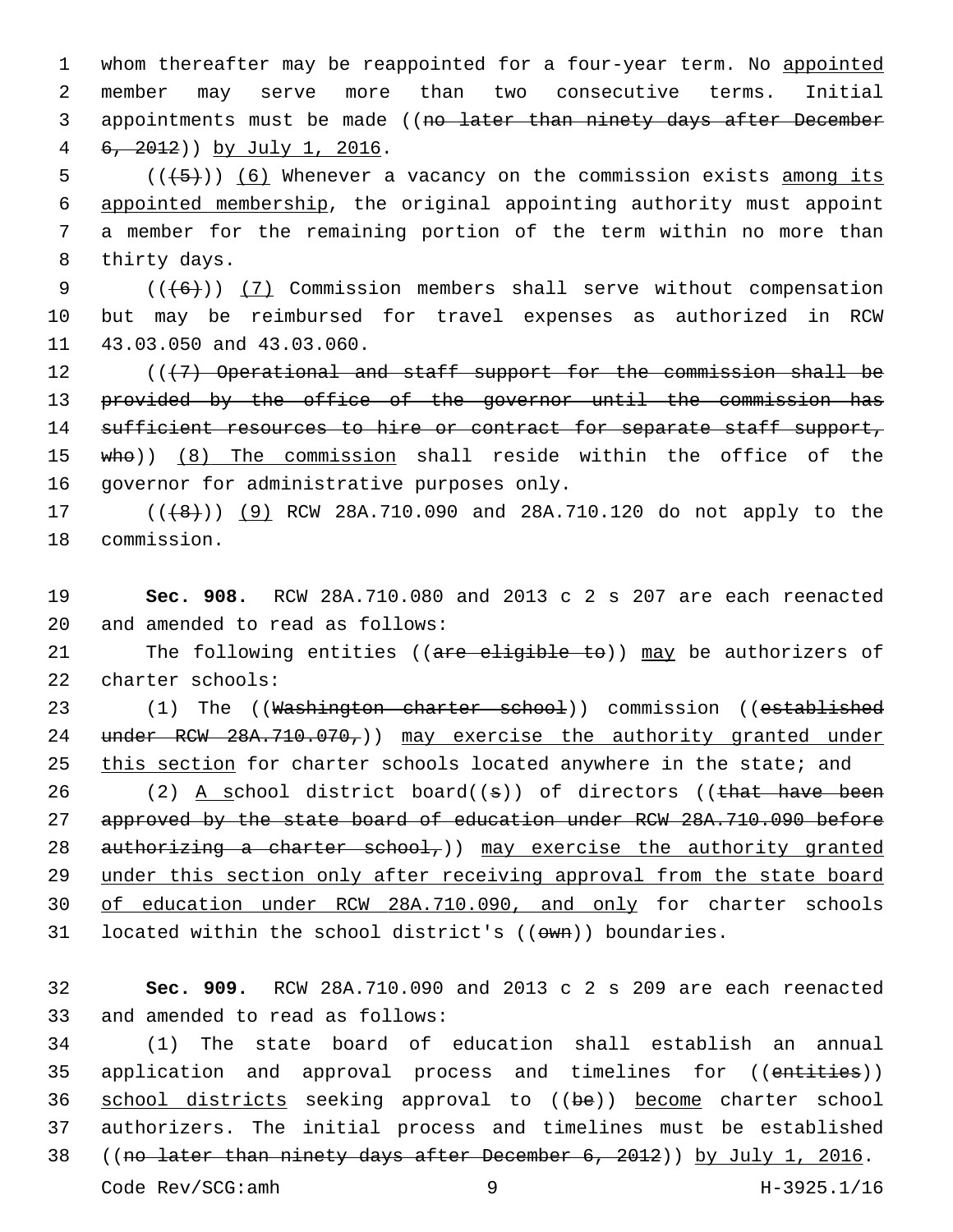whom thereafter may be reappointed for a four-year term. No appointed member may serve more than two consecutive terms. Initial appointments must be made ((~~no later than ninety days after December 6, 2012~~)) by July 1, 2016.

((~~(5)~~)) (6) Whenever a vacancy on the commission exists among its appointed membership, the original appointing authority must appoint a member for the remaining portion of the term within no more than thirty days.

((~~(6)~~)) (7) Commission members shall serve without compensation but may be reimbursed for travel expenses as authorized in RCW 43.03.050 and 43.03.060.

((~~(7) Operational and staff support for the commission shall be provided by the office of the governor until the commission has sufficient resources to hire or contract for separate staff support, who~~)) (8) The commission shall reside within the office of the governor for administrative purposes only.

((~~(8)~~)) (9) RCW 28A.710.090 and 28A.710.120 do not apply to the commission.

**Sec. 908.** RCW 28A.710.080 and 2013 c 2 s 207 are each reenacted and amended to read as follows:

The following entities ((~~are eligible to~~)) may be authorizers of charter schools:

(1) The ((~~Washington charter school~~)) commission ((~~established under RCW 28A.710.070,~~)) may exercise the authority granted under this section for charter schools located anywhere in the state; and

(2) A school district board((~~s~~)) of directors ((~~that have been approved by the state board of education under RCW 28A.710.090 before authorizing a charter school,~~)) may exercise the authority granted under this section only after receiving approval from the state board of education under RCW 28A.710.090, and only for charter schools located within the school district's ((~~own~~)) boundaries.

**Sec. 909.** RCW 28A.710.090 and 2013 c 2 s 209 are each reenacted and amended to read as follows:

(1) The state board of education shall establish an annual application and approval process and timelines for ((~~entities~~)) school districts seeking approval to ((~~be~~)) become charter school authorizers. The initial process and timelines must be established ((~~no later than ninety days after December 6, 2012~~)) by July 1, 2016.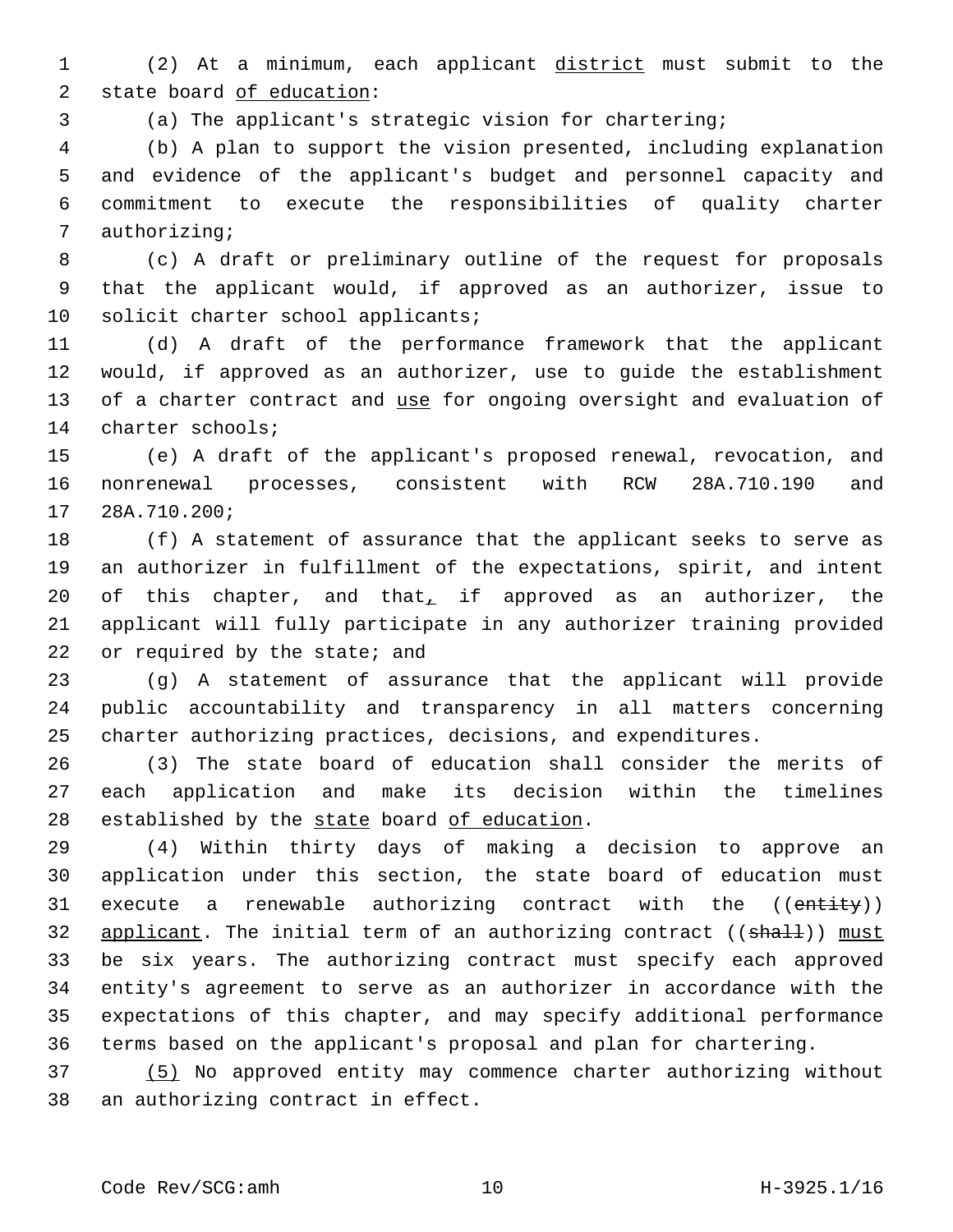(2) At a minimum, each applicant <u>district</u> must submit to the state board <u>of education</u>:

(a) The applicant's strategic vision for chartering;

(b) A plan to support the vision presented, including explanation and evidence of the applicant's budget and personnel capacity and commitment to execute the responsibilities of quality charter authorizing;

(c) A draft or preliminary outline of the request for proposals that the applicant would, if approved as an authorizer, issue to solicit charter school applicants;

(d) A draft of the performance framework that the applicant would, if approved as an authorizer, use to guide the establishment of a charter contract and <u>use</u> for ongoing oversight and evaluation of charter schools;

(e) A draft of the applicant's proposed renewal, revocation, and nonrenewal processes, consistent with RCW 28A.710.190 and 28A.710.200;

(f) A statement of assurance that the applicant seeks to serve as an authorizer in fulfillment of the expectations, spirit, and intent of this chapter, and that<u>,</u> if approved as an authorizer, the applicant will fully participate in any authorizer training provided or required by the state; and

(g) A statement of assurance that the applicant will provide public accountability and transparency in all matters concerning charter authorizing practices, decisions, and expenditures.

(3) The state board of education shall consider the merits of each application and make its decision within the timelines established by the <u>state</u> board <u>of education</u>.

(4) Within thirty days of making a decision to approve an application under this section, the state board of education must execute a renewable authorizing contract with the ((~~entity~~)) <u>applicant</u>. The initial term of an authorizing contract ((~~shall~~)) <u>must</u> be six years. The authorizing contract must specify each approved entity's agreement to serve as an authorizer in accordance with the expectations of this chapter, and may specify additional performance terms based on the applicant's proposal and plan for chartering.

<u>(5)</u> No approved entity may commence charter authorizing without an authorizing contract in effect.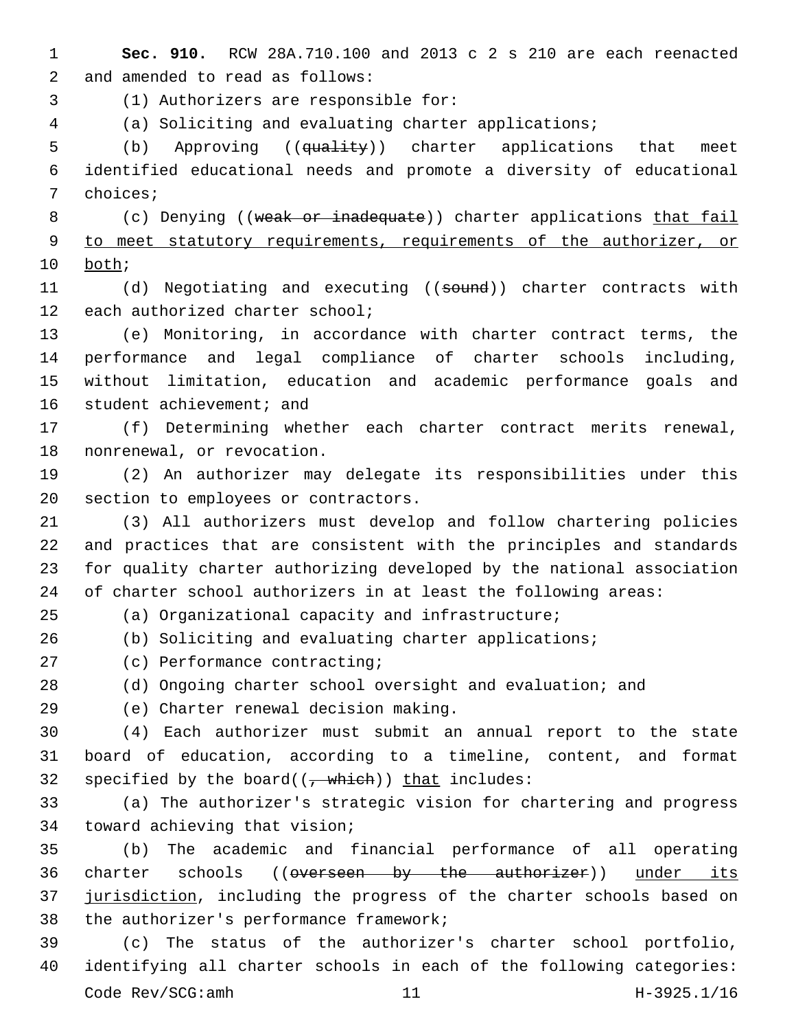**Sec. 910.** RCW 28A.710.100 and 2013 c 2 s 210 are each reenacted and amended to read as follows:

(1) Authorizers are responsible for:

(a) Soliciting and evaluating charter applications;

(b) Approving ((~~quality~~)) charter applications that meet identified educational needs and promote a diversity of educational choices;

(c) Denying ((~~weak or inadequate~~)) charter applications <u>that fail to meet statutory requirements, requirements of the authorizer, or both</u>;

(d) Negotiating and executing ((~~sound~~)) charter contracts with each authorized charter school;

(e) Monitoring, in accordance with charter contract terms, the performance and legal compliance of charter schools including, without limitation, education and academic performance goals and student achievement; and

(f) Determining whether each charter contract merits renewal, nonrenewal, or revocation.

(2) An authorizer may delegate its responsibilities under this section to employees or contractors.

(3) All authorizers must develop and follow chartering policies and practices that are consistent with the principles and standards for quality charter authorizing developed by the national association of charter school authorizers in at least the following areas:

(a) Organizational capacity and infrastructure;

(b) Soliciting and evaluating charter applications;

(c) Performance contracting;

(d) Ongoing charter school oversight and evaluation; and

(e) Charter renewal decision making.

(4) Each authorizer must submit an annual report to the state board of education, according to a timeline, content, and format specified by the board((~~, which~~)) <u>that</u> includes:

(a) The authorizer's strategic vision for chartering and progress toward achieving that vision;

(b) The academic and financial performance of all operating charter schools ((~~overseen by the authorizer~~)) <u>under its jurisdiction</u>, including the progress of the charter schools based on the authorizer's performance framework;

(c) The status of the authorizer's charter school portfolio, identifying all charter schools in each of the following categories: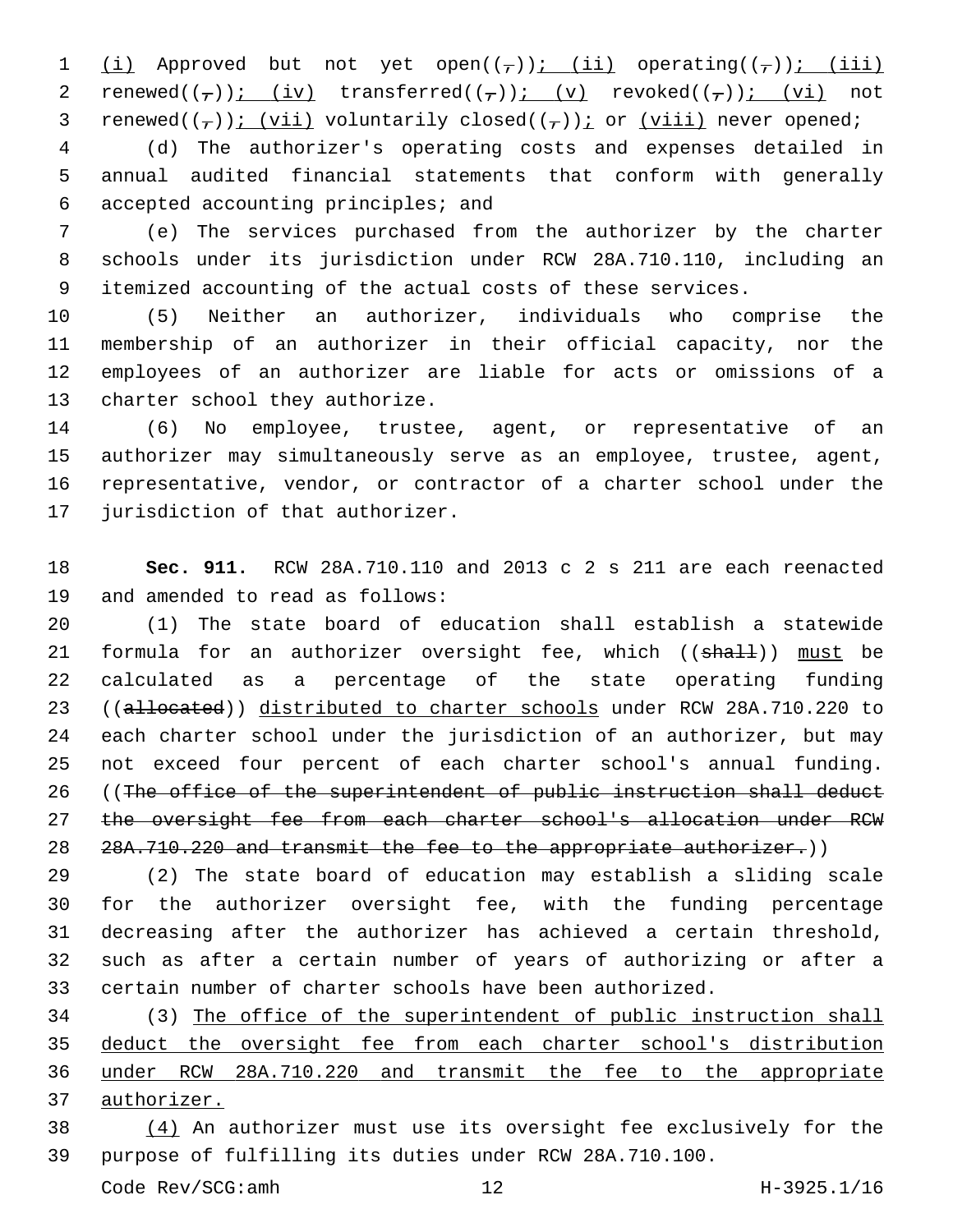(i) Approved but not yet open((,)); (ii) operating((,)); (iii) renewed((,)); (iv) transferred((,)); (v) revoked((,)); (vi) not renewed((,)); (vii) voluntarily closed((,)); or (viii) never opened;

(d) The authorizer's operating costs and expenses detailed in annual audited financial statements that conform with generally accepted accounting principles; and

(e) The services purchased from the authorizer by the charter schools under its jurisdiction under RCW 28A.710.110, including an itemized accounting of the actual costs of these services.

(5) Neither an authorizer, individuals who comprise the membership of an authorizer in their official capacity, nor the employees of an authorizer are liable for acts or omissions of a charter school they authorize.

(6) No employee, trustee, agent, or representative of an authorizer may simultaneously serve as an employee, trustee, agent, representative, vendor, or contractor of a charter school under the jurisdiction of that authorizer.

**Sec. 911.** RCW 28A.710.110 and 2013 c 2 s 211 are each reenacted and amended to read as follows:

(1) The state board of education shall establish a statewide formula for an authorizer oversight fee, which ((~~shall~~)) must be calculated as a percentage of the state operating funding ((~~allocated~~)) distributed to charter schools under RCW 28A.710.220 to each charter school under the jurisdiction of an authorizer, but may not exceed four percent of each charter school's annual funding. ((~~The office of the superintendent of public instruction shall deduct the oversight fee from each charter school's allocation under RCW 28A.710.220 and transmit the fee to the appropriate authorizer.~~))

(2) The state board of education may establish a sliding scale for the authorizer oversight fee, with the funding percentage decreasing after the authorizer has achieved a certain threshold, such as after a certain number of years of authorizing or after a certain number of charter schools have been authorized.

(3) The office of the superintendent of public instruction shall deduct the oversight fee from each charter school's distribution under RCW 28A.710.220 and transmit the fee to the appropriate authorizer.

(4) An authorizer must use its oversight fee exclusively for the purpose of fulfilling its duties under RCW 28A.710.100.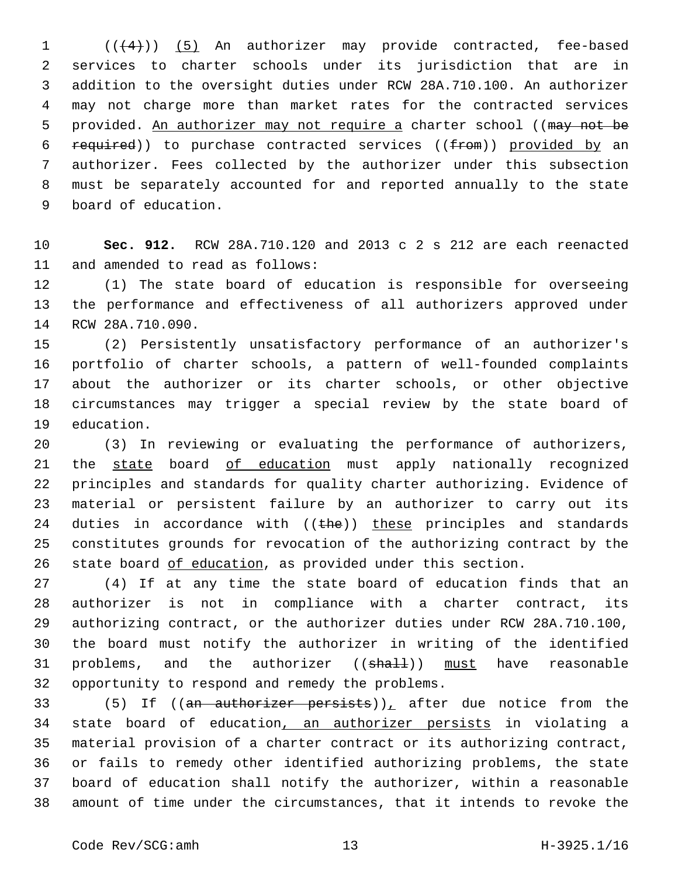(((4))) <u>(5)</u> An authorizer may provide contracted, fee-based services to charter schools under its jurisdiction that are in addition to the oversight duties under RCW 28A.710.100. An authorizer may not charge more than market rates for the contracted services provided. <u>An authorizer may not require a</u> charter school ((~~may not be required~~)) to purchase contracted services ((~~from~~)) <u>provided by</u> an authorizer. Fees collected by the authorizer under this subsection must be separately accounted for and reported annually to the state board of education.

**Sec. 912.** RCW 28A.710.120 and 2013 c 2 s 212 are each reenacted and amended to read as follows:

(1) The state board of education is responsible for overseeing the performance and effectiveness of all authorizers approved under RCW 28A.710.090.

(2) Persistently unsatisfactory performance of an authorizer's portfolio of charter schools, a pattern of well-founded complaints about the authorizer or its charter schools, or other objective circumstances may trigger a special review by the state board of education.

(3) In reviewing or evaluating the performance of authorizers, the <u>state</u> board <u>of education</u> must apply nationally recognized principles and standards for quality charter authorizing. Evidence of material or persistent failure by an authorizer to carry out its duties in accordance with ((~~the~~)) <u>these</u> principles and standards constitutes grounds for revocation of the authorizing contract by the state board <u>of education</u>, as provided under this section.

(4) If at any time the state board of education finds that an authorizer is not in compliance with a charter contract, its authorizing contract, or the authorizer duties under RCW 28A.710.100, the board must notify the authorizer in writing of the identified problems, and the authorizer ((~~shall~~)) <u>must</u> have reasonable opportunity to respond and remedy the problems.

(5) If ((~~an authorizer persists~~))<u>,</u> after due notice from the state board of education<u>, an authorizer persists</u> in violating a material provision of a charter contract or its authorizing contract, or fails to remedy other identified authorizing problems, the state board of education shall notify the authorizer, within a reasonable amount of time under the circumstances, that it intends to revoke the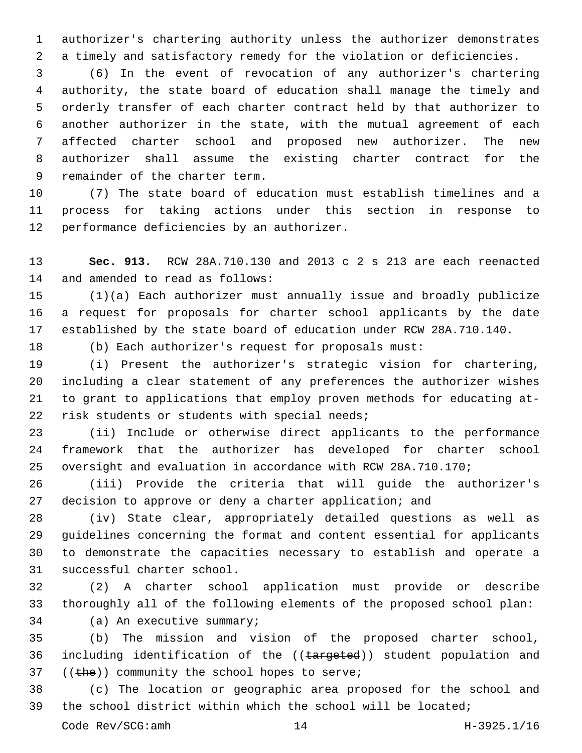authorizer's chartering authority unless the authorizer demonstrates a timely and satisfactory remedy for the violation or deficiencies.

(6) In the event of revocation of any authorizer's chartering authority, the state board of education shall manage the timely and orderly transfer of each charter contract held by that authorizer to another authorizer in the state, with the mutual agreement of each affected charter school and proposed new authorizer. The new authorizer shall assume the existing charter contract for the remainder of the charter term.

(7) The state board of education must establish timelines and a process for taking actions under this section in response to performance deficiencies by an authorizer.

**Sec. 913.** RCW 28A.710.130 and 2013 c 2 s 213 are each reenacted and amended to read as follows:

(1)(a) Each authorizer must annually issue and broadly publicize a request for proposals for charter school applicants by the date established by the state board of education under RCW 28A.710.140.

(b) Each authorizer's request for proposals must:

(i) Present the authorizer's strategic vision for chartering, including a clear statement of any preferences the authorizer wishes to grant to applications that employ proven methods for educating at-risk students or students with special needs;

(ii) Include or otherwise direct applicants to the performance framework that the authorizer has developed for charter school oversight and evaluation in accordance with RCW 28A.710.170;

(iii) Provide the criteria that will guide the authorizer's decision to approve or deny a charter application; and

(iv) State clear, appropriately detailed questions as well as guidelines concerning the format and content essential for applicants to demonstrate the capacities necessary to establish and operate a successful charter school.

(2) A charter school application must provide or describe thoroughly all of the following elements of the proposed school plan:

(a) An executive summary;

(b) The mission and vision of the proposed charter school, including identification of the ((~~targeted~~)) student population and ((~~the~~)) community the school hopes to serve;

(c) The location or geographic area proposed for the school and the school district within which the school will be located;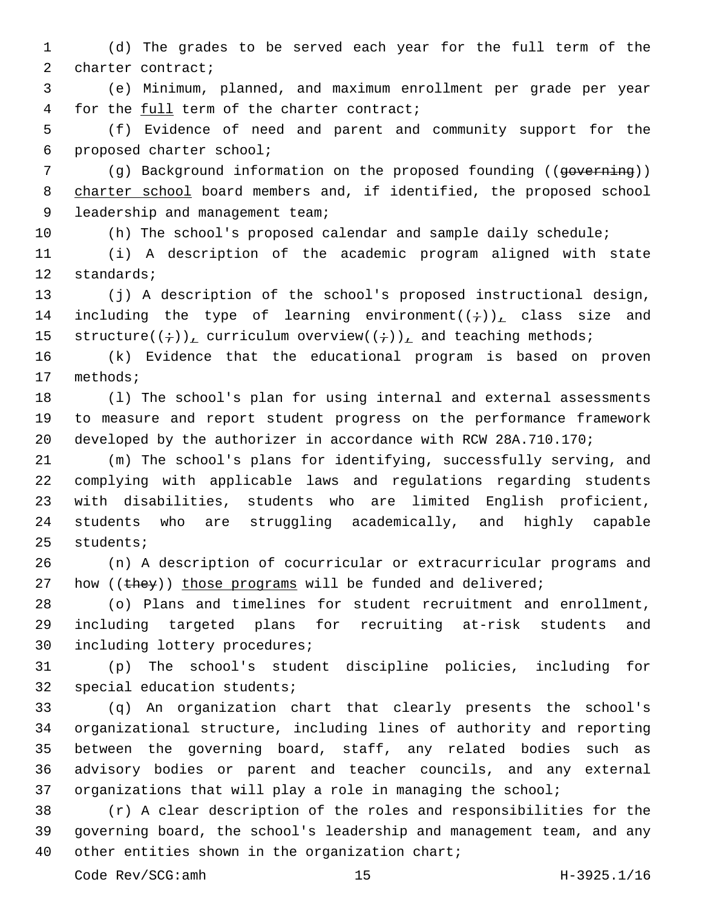(d) The grades to be served each year for the full term of the charter contract;

(e) Minimum, planned, and maximum enrollment per grade per year for the full term of the charter contract;

(f) Evidence of need and parent and community support for the proposed charter school;

(g) Background information on the proposed founding ((~~governing~~)) charter school board members and, if identified, the proposed school leadership and management team;

(h) The school's proposed calendar and sample daily schedule;

(i) A description of the academic program aligned with state standards;

(j) A description of the school's proposed instructional design, including the type of learning environment((~~;~~)), class size and structure((~~;~~)), curriculum overview((~~;~~)), and teaching methods;

(k) Evidence that the educational program is based on proven methods;

(l) The school's plan for using internal and external assessments to measure and report student progress on the performance framework developed by the authorizer in accordance with RCW 28A.710.170;

(m) The school's plans for identifying, successfully serving, and complying with applicable laws and regulations regarding students with disabilities, students who are limited English proficient, students who are struggling academically, and highly capable students;

(n) A description of cocurricular or extracurricular programs and how ((~~they~~)) those programs will be funded and delivered;

(o) Plans and timelines for student recruitment and enrollment, including targeted plans for recruiting at-risk students and including lottery procedures;

(p) The school's student discipline policies, including for special education students;

(q) An organization chart that clearly presents the school's organizational structure, including lines of authority and reporting between the governing board, staff, any related bodies such as advisory bodies or parent and teacher councils, and any external organizations that will play a role in managing the school;

(r) A clear description of the roles and responsibilities for the governing board, the school's leadership and management team, and any other entities shown in the organization chart;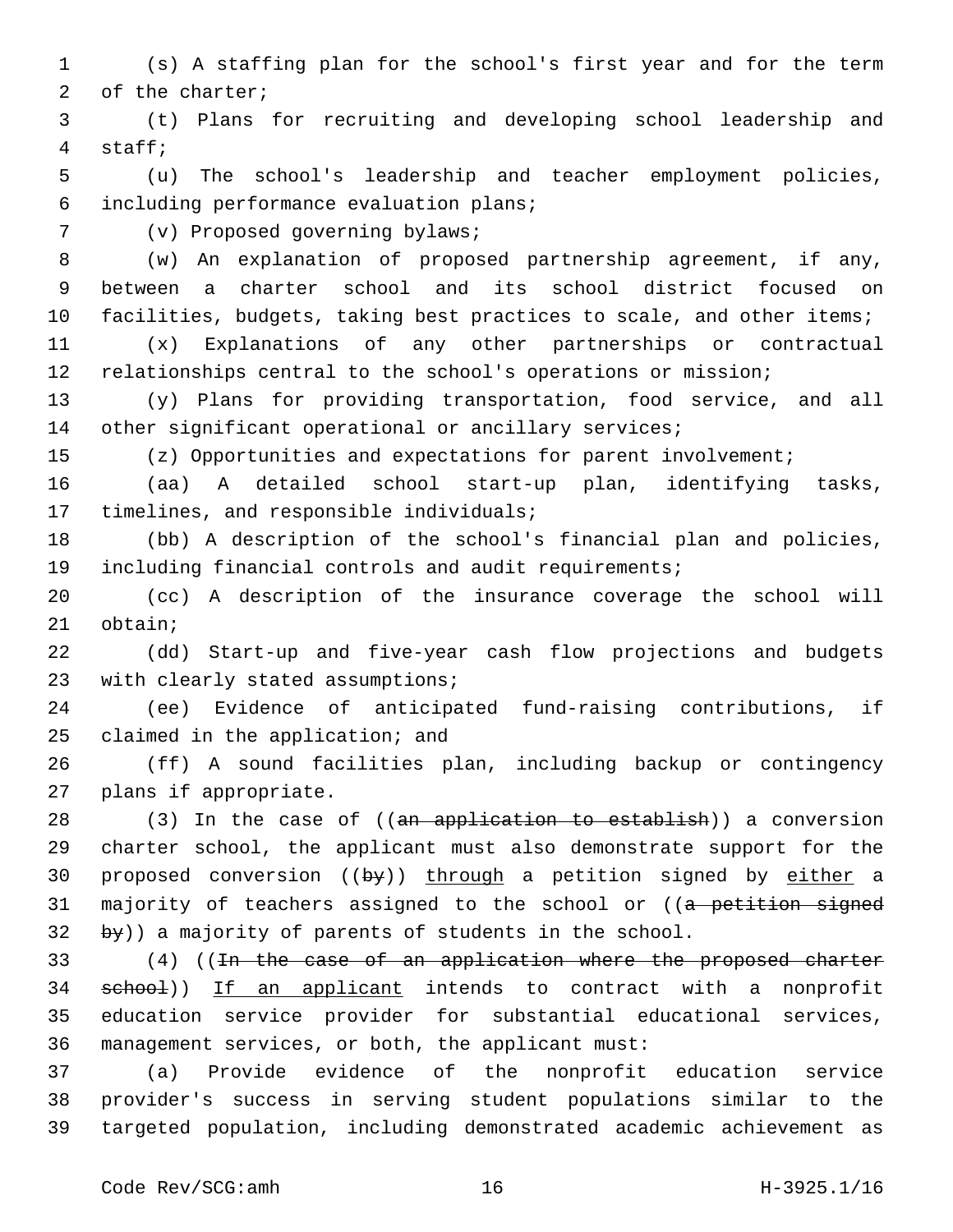(s) A staffing plan for the school's first year and for the term of the charter;

(t) Plans for recruiting and developing school leadership and staff;

(u) The school's leadership and teacher employment policies, including performance evaluation plans;

(v) Proposed governing bylaws;

(w) An explanation of proposed partnership agreement, if any, between a charter school and its school district focused on facilities, budgets, taking best practices to scale, and other items;

(x) Explanations of any other partnerships or contractual relationships central to the school's operations or mission;

(y) Plans for providing transportation, food service, and all other significant operational or ancillary services;

(z) Opportunities and expectations for parent involvement;

(aa) A detailed school start-up plan, identifying tasks, timelines, and responsible individuals;

(bb) A description of the school's financial plan and policies, including financial controls and audit requirements;

(cc) A description of the insurance coverage the school will obtain;

(dd) Start-up and five-year cash flow projections and budgets with clearly stated assumptions;

(ee) Evidence of anticipated fund-raising contributions, if claimed in the application; and

(ff) A sound facilities plan, including backup or contingency plans if appropriate.

(3) In the case of ((~~an application to establish~~)) a conversion charter school, the applicant must also demonstrate support for the proposed conversion ((~~by~~)) <u>through</u> a petition signed by <u>either</u> a majority of teachers assigned to the school or ((~~a petition signed by~~)) a majority of parents of students in the school.

(4) ((~~In the case of an application where the proposed charter school~~)) <u>If an applicant</u> intends to contract with a nonprofit education service provider for substantial educational services, management services, or both, the applicant must:

(a) Provide evidence of the nonprofit education service provider's success in serving student populations similar to the targeted population, including demonstrated academic achievement as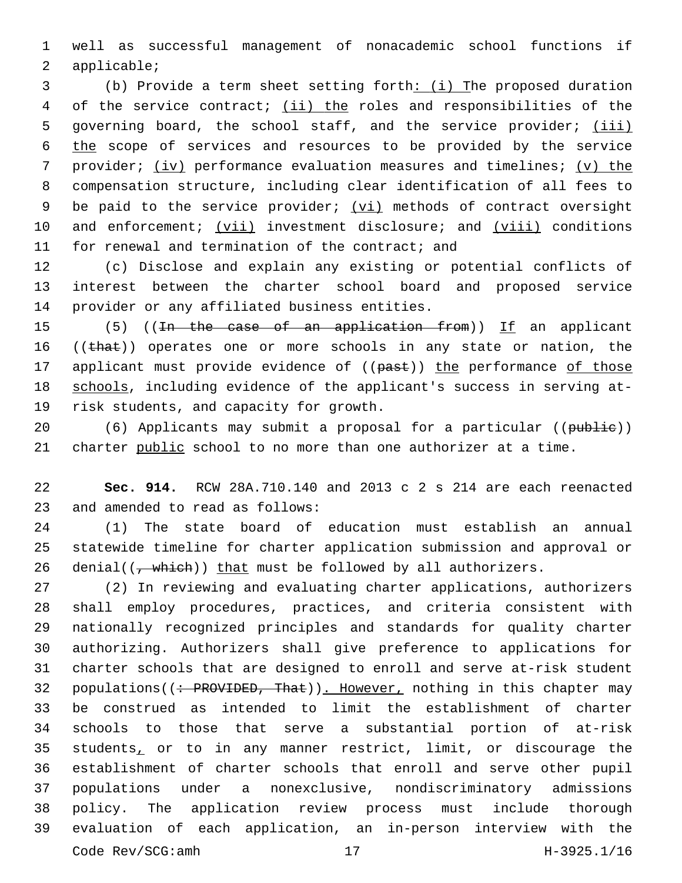well as successful management of nonacademic school functions if applicable;

(b) Provide a term sheet setting forth: (i) The proposed duration of the service contract; (ii) the roles and responsibilities of the governing board, the school staff, and the service provider; (iii) the scope of services and resources to be provided by the service provider; (iv) performance evaluation measures and timelines; (v) the compensation structure, including clear identification of all fees to be paid to the service provider; (vi) methods of contract oversight and enforcement; (vii) investment disclosure; and (viii) conditions for renewal and termination of the contract; and

(c) Disclose and explain any existing or potential conflicts of interest between the charter school board and proposed service provider or any affiliated business entities.

(5) ((In the case of an application from)) If an applicant ((that)) operates one or more schools in any state or nation, the applicant must provide evidence of ((past)) the performance of those schools, including evidence of the applicant's success in serving at-risk students, and capacity for growth.

(6) Applicants may submit a proposal for a particular ((public)) charter public school to no more than one authorizer at a time.

**Sec. 914.** RCW 28A.710.140 and 2013 c 2 s 214 are each reenacted and amended to read as follows:

(1) The state board of education must establish an annual statewide timeline for charter application submission and approval or denial((, which)) that must be followed by all authorizers.

(2) In reviewing and evaluating charter applications, authorizers shall employ procedures, practices, and criteria consistent with nationally recognized principles and standards for quality charter authorizing. Authorizers shall give preference to applications for charter schools that are designed to enroll and serve at-risk student populations((: PROVIDED, That)). However, nothing in this chapter may be construed as intended to limit the establishment of charter schools to those that serve a substantial portion of at-risk students, or to in any manner restrict, limit, or discourage the establishment of charter schools that enroll and serve other pupil populations under a nonexclusive, nondiscriminatory admissions policy. The application review process must include thorough evaluation of each application, an in-person interview with the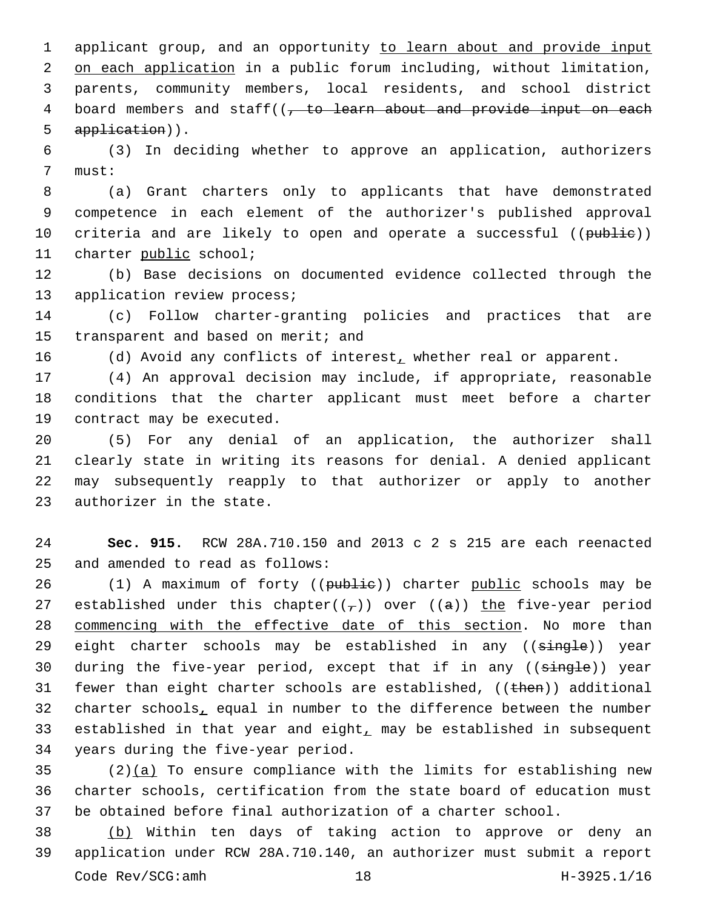applicant group, and an opportunity to learn about and provide input on each application in a public forum including, without limitation, parents, community members, local residents, and school district board members and staff((, to learn about and provide input on each application)).

(3) In deciding whether to approve an application, authorizers must:

(a) Grant charters only to applicants that have demonstrated competence in each element of the authorizer's published approval criteria and are likely to open and operate a successful ((public)) charter public school;

(b) Base decisions on documented evidence collected through the application review process;

(c) Follow charter-granting policies and practices that are transparent and based on merit; and

(d) Avoid any conflicts of interest, whether real or apparent.

(4) An approval decision may include, if appropriate, reasonable conditions that the charter applicant must meet before a charter contract may be executed.

(5) For any denial of an application, the authorizer shall clearly state in writing its reasons for denial. A denied applicant may subsequently reapply to that authorizer or apply to another authorizer in the state.

**Sec. 915.** RCW 28A.710.150 and 2013 c 2 s 215 are each reenacted and amended to read as follows:

(1) A maximum of forty ((public)) charter public schools may be established under this chapter((,)) over ((a)) the five-year period commencing with the effective date of this section. No more than eight charter schools may be established in any ((single)) year during the five-year period, except that if in any ((single)) year fewer than eight charter schools are established, ((then)) additional charter schools, equal in number to the difference between the number established in that year and eight, may be established in subsequent years during the five-year period.

(2)(a) To ensure compliance with the limits for establishing new charter schools, certification from the state board of education must be obtained before final authorization of a charter school.

(b) Within ten days of taking action to approve or deny an application under RCW 28A.710.140, an authorizer must submit a report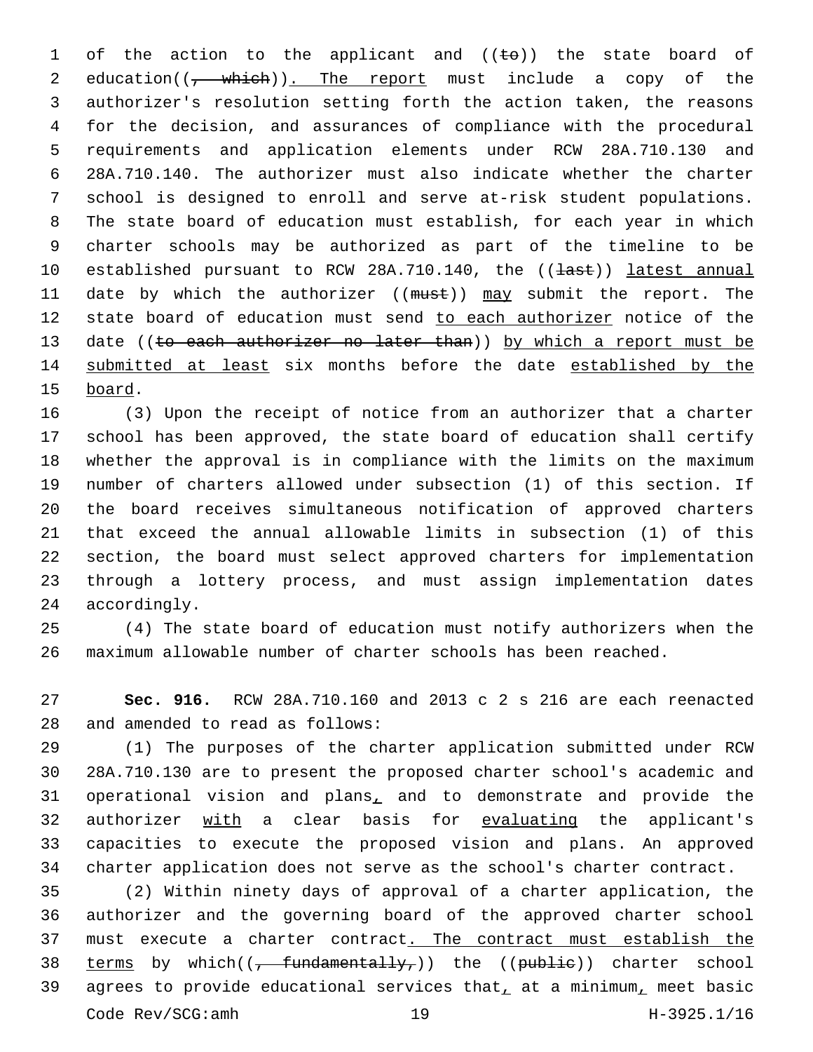of the action to the applicant and ((to)) the state board of education((, which)). The report must include a copy of the authorizer's resolution setting forth the action taken, the reasons for the decision, and assurances of compliance with the procedural requirements and application elements under RCW 28A.710.130 and 28A.710.140. The authorizer must also indicate whether the charter school is designed to enroll and serve at-risk student populations. The state board of education must establish, for each year in which charter schools may be authorized as part of the timeline to be established pursuant to RCW 28A.710.140, the ((last)) latest annual date by which the authorizer ((must)) may submit the report. The state board of education must send to each authorizer notice of the date ((to each authorizer no later than)) by which a report must be submitted at least six months before the date established by the board.

(3) Upon the receipt of notice from an authorizer that a charter school has been approved, the state board of education shall certify whether the approval is in compliance with the limits on the maximum number of charters allowed under subsection (1) of this section. If the board receives simultaneous notification of approved charters that exceed the annual allowable limits in subsection (1) of this section, the board must select approved charters for implementation through a lottery process, and must assign implementation dates accordingly.

(4) The state board of education must notify authorizers when the maximum allowable number of charter schools has been reached.

**Sec. 916.** RCW 28A.710.160 and 2013 c 2 s 216 are each reenacted and amended to read as follows:

(1) The purposes of the charter application submitted under RCW 28A.710.130 are to present the proposed charter school's academic and operational vision and plans, and to demonstrate and provide the authorizer with a clear basis for evaluating the applicant's capacities to execute the proposed vision and plans. An approved charter application does not serve as the school's charter contract.

(2) Within ninety days of approval of a charter application, the authorizer and the governing board of the approved charter school must execute a charter contract. The contract must establish the terms by which((, fundamentally,)) the ((public)) charter school agrees to provide educational services that, at a minimum, meet basic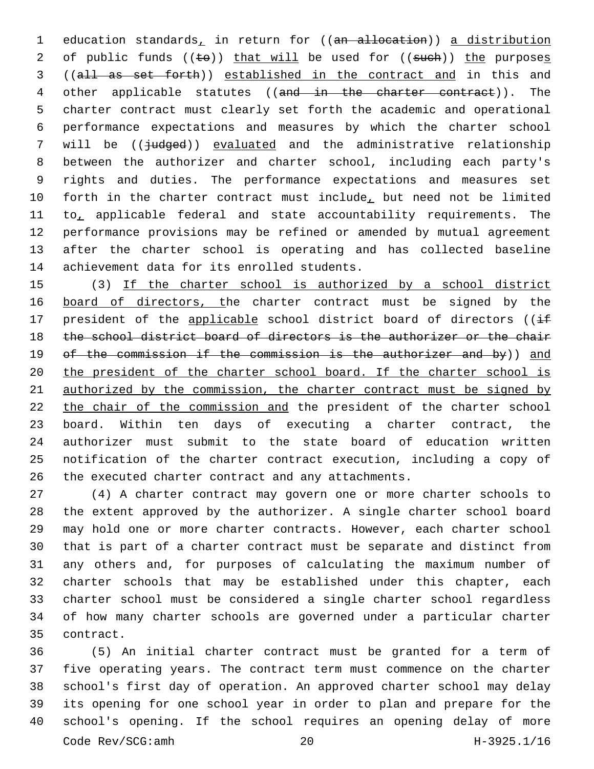education standards, in return for ((~~an allocation~~)) a distribution of public funds ((~~to~~)) that will be used for ((~~such~~)) the purposes ((~~all as set forth~~)) established in the contract and in this and other applicable statutes ((~~and in the charter contract~~)). The charter contract must clearly set forth the academic and operational performance expectations and measures by which the charter school will be ((~~judged~~)) evaluated and the administrative relationship between the authorizer and charter school, including each party's rights and duties. The performance expectations and measures set forth in the charter contract must include, but need not be limited to, applicable federal and state accountability requirements. The performance provisions may be refined or amended by mutual agreement after the charter school is operating and has collected baseline achievement data for its enrolled students.

(3) If the charter school is authorized by a school district board of directors, the charter contract must be signed by the president of the applicable school district board of directors ((~~if the school district board of directors is the authorizer or the chair of the commission if the commission is the authorizer and by~~)) and the president of the charter school board. If the charter school is authorized by the commission, the charter contract must be signed by the chair of the commission and the president of the charter school board. Within ten days of executing a charter contract, the authorizer must submit to the state board of education written notification of the charter contract execution, including a copy of the executed charter contract and any attachments.

(4) A charter contract may govern one or more charter schools to the extent approved by the authorizer. A single charter school board may hold one or more charter contracts. However, each charter school that is part of a charter contract must be separate and distinct from any others and, for purposes of calculating the maximum number of charter schools that may be established under this chapter, each charter school must be considered a single charter school regardless of how many charter schools are governed under a particular charter contract.

(5) An initial charter contract must be granted for a term of five operating years. The contract term must commence on the charter school's first day of operation. An approved charter school may delay its opening for one school year in order to plan and prepare for the school's opening. If the school requires an opening delay of more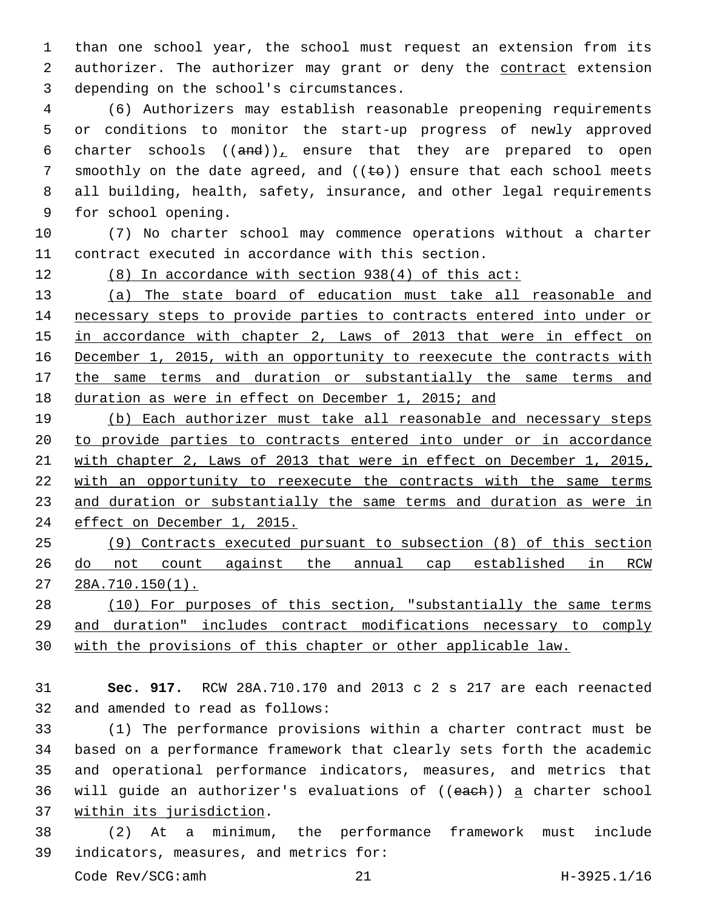than one school year, the school must request an extension from its authorizer. The authorizer may grant or deny the contract extension depending on the school's circumstances.

(6) Authorizers may establish reasonable preopening requirements or conditions to monitor the start-up progress of newly approved charter schools ((~~and~~)), ensure that they are prepared to open smoothly on the date agreed, and ((~~to~~)) ensure that each school meets all building, health, safety, insurance, and other legal requirements for school opening.

(7) No charter school may commence operations without a charter contract executed in accordance with this section.

(8) In accordance with section 938(4) of this act:

(a) The state board of education must take all reasonable and necessary steps to provide parties to contracts entered into under or in accordance with chapter 2, Laws of 2013 that were in effect on December 1, 2015, with an opportunity to reexecute the contracts with the same terms and duration or substantially the same terms and duration as were in effect on December 1, 2015; and

(b) Each authorizer must take all reasonable and necessary steps to provide parties to contracts entered into under or in accordance with chapter 2, Laws of 2013 that were in effect on December 1, 2015, with an opportunity to reexecute the contracts with the same terms and duration or substantially the same terms and duration as were in effect on December 1, 2015.

(9) Contracts executed pursuant to subsection (8) of this section do not count against the annual cap established in RCW 28A.710.150(1).

(10) For purposes of this section, "substantially the same terms and duration" includes contract modifications necessary to comply with the provisions of this chapter or other applicable law.

**Sec. 917.** RCW 28A.710.170 and 2013 c 2 s 217 are each reenacted and amended to read as follows:

(1) The performance provisions within a charter contract must be based on a performance framework that clearly sets forth the academic and operational performance indicators, measures, and metrics that will guide an authorizer's evaluations of ((~~each~~)) a charter school within its jurisdiction.

(2) At a minimum, the performance framework must include indicators, measures, and metrics for: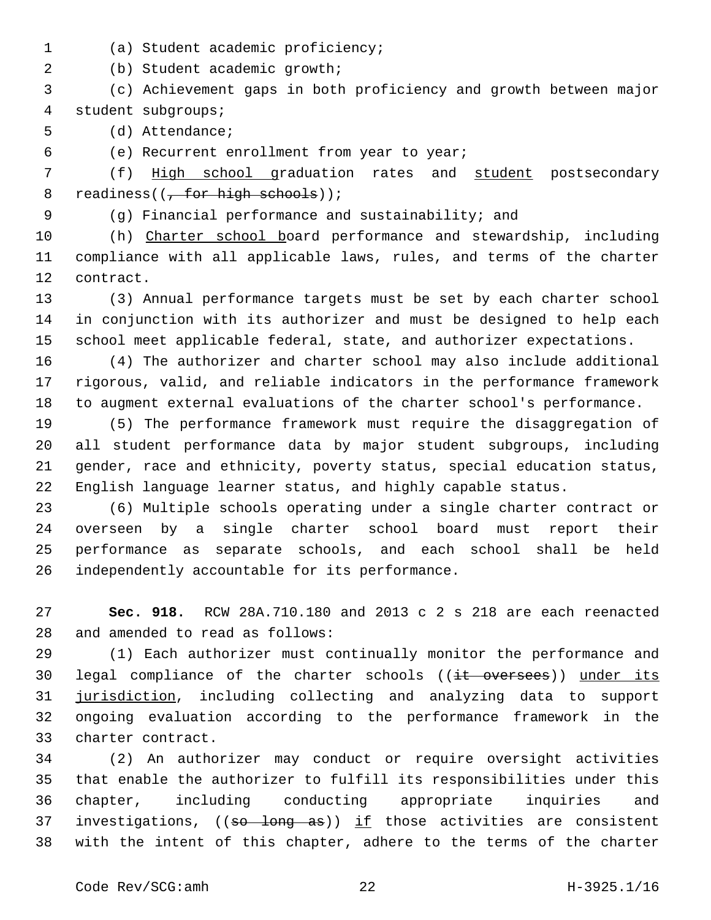(a) Student academic proficiency;

(b) Student academic growth;

(c) Achievement gaps in both proficiency and growth between major student subgroups;

(d) Attendance;

(e) Recurrent enrollment from year to year;

(f) High school graduation rates and student postsecondary readiness((, for high schools));

(g) Financial performance and sustainability; and

(h) Charter school board performance and stewardship, including compliance with all applicable laws, rules, and terms of the charter contract.

(3) Annual performance targets must be set by each charter school in conjunction with its authorizer and must be designed to help each school meet applicable federal, state, and authorizer expectations.

(4) The authorizer and charter school may also include additional rigorous, valid, and reliable indicators in the performance framework to augment external evaluations of the charter school's performance.

(5) The performance framework must require the disaggregation of all student performance data by major student subgroups, including gender, race and ethnicity, poverty status, special education status, English language learner status, and highly capable status.

(6) Multiple schools operating under a single charter contract or overseen by a single charter school board must report their performance as separate schools, and each school shall be held independently accountable for its performance.

**Sec. 918.** RCW 28A.710.180 and 2013 c 2 s 218 are each reenacted and amended to read as follows:

(1) Each authorizer must continually monitor the performance and legal compliance of the charter schools ((it oversees)) under its jurisdiction, including collecting and analyzing data to support ongoing evaluation according to the performance framework in the charter contract.

(2) An authorizer may conduct or require oversight activities that enable the authorizer to fulfill its responsibilities under this chapter, including conducting appropriate inquiries and investigations, ((so long as)) if those activities are consistent with the intent of this chapter, adhere to the terms of the charter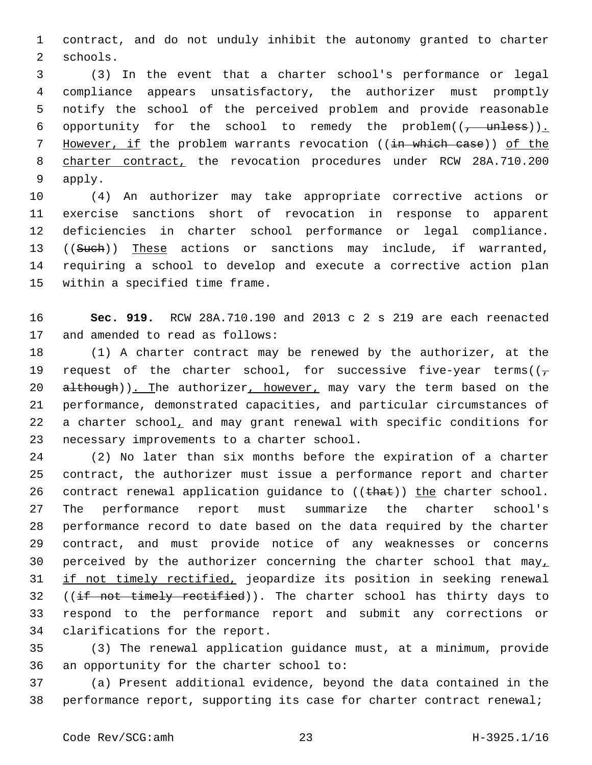contract, and do not unduly inhibit the autonomy granted to charter schools.

(3) In the event that a charter school's performance or legal compliance appears unsatisfactory, the authorizer must promptly notify the school of the perceived problem and provide reasonable opportunity for the school to remedy the problem((~~, unless~~)). However, if the problem warrants revocation ((~~in which case~~)) of the charter contract, the revocation procedures under RCW 28A.710.200 apply.

(4) An authorizer may take appropriate corrective actions or exercise sanctions short of revocation in response to apparent deficiencies in charter school performance or legal compliance. ((~~Such~~)) These actions or sanctions may include, if warranted, requiring a school to develop and execute a corrective action plan within a specified time frame.

**Sec. 919.** RCW 28A.710.190 and 2013 c 2 s 219 are each reenacted and amended to read as follows:

(1) A charter contract may be renewed by the authorizer, at the request of the charter school, for successive five-year terms((~~, although~~)). The authorizer, however, may vary the term based on the performance, demonstrated capacities, and particular circumstances of a charter school, and may grant renewal with specific conditions for necessary improvements to a charter school.

(2) No later than six months before the expiration of a charter contract, the authorizer must issue a performance report and charter contract renewal application guidance to ((~~that~~)) the charter school. The performance report must summarize the charter school's performance record to date based on the data required by the charter contract, and must provide notice of any weaknesses or concerns perceived by the authorizer concerning the charter school that may, if not timely rectified, jeopardize its position in seeking renewal ((~~if not timely rectified~~)). The charter school has thirty days to respond to the performance report and submit any corrections or clarifications for the report.

(3) The renewal application guidance must, at a minimum, provide an opportunity for the charter school to:

(a) Present additional evidence, beyond the data contained in the performance report, supporting its case for charter contract renewal;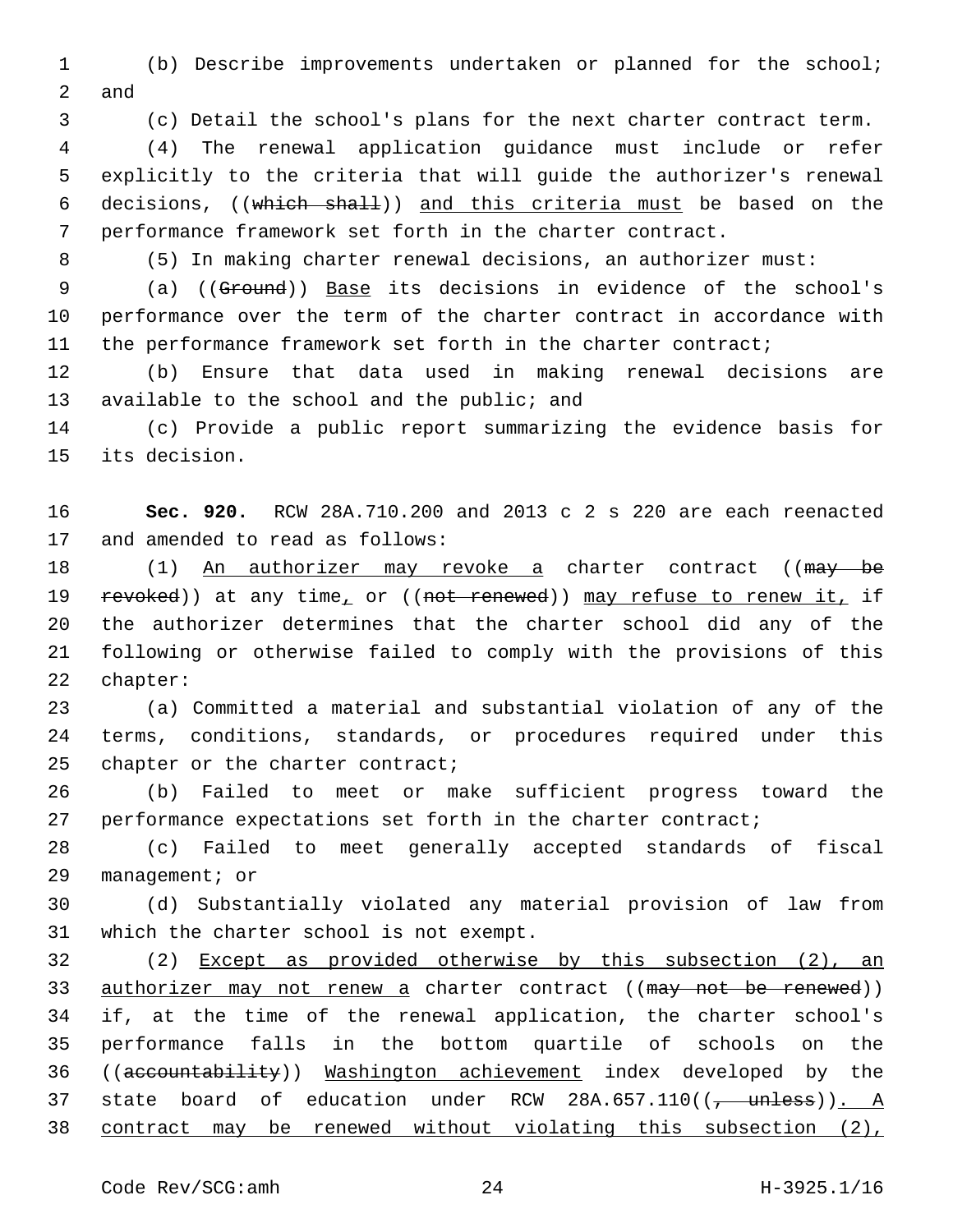(b) Describe improvements undertaken or planned for the school; and

(c) Detail the school's plans for the next charter contract term.

(4) The renewal application guidance must include or refer explicitly to the criteria that will guide the authorizer's renewal decisions, ((~~which shall~~)) <u>and this criteria must</u> be based on the performance framework set forth in the charter contract.

(5) In making charter renewal decisions, an authorizer must:

(a) ((~~Ground~~)) <u>Base</u> its decisions in evidence of the school's performance over the term of the charter contract in accordance with the performance framework set forth in the charter contract;

(b) Ensure that data used in making renewal decisions are available to the school and the public; and

(c) Provide a public report summarizing the evidence basis for its decision.

**Sec. 920.** RCW 28A.710.200 and 2013 c 2 s 220 are each reenacted and amended to read as follows:

(1) <u>An authorizer may revoke a</u> charter contract ((~~may be revoked~~)) at any time<u>,</u> or ((~~not renewed~~)) <u>may refuse to renew it,</u> if the authorizer determines that the charter school did any of the following or otherwise failed to comply with the provisions of this chapter:

(a) Committed a material and substantial violation of any of the terms, conditions, standards, or procedures required under this chapter or the charter contract;

(b) Failed to meet or make sufficient progress toward the performance expectations set forth in the charter contract;

(c) Failed to meet generally accepted standards of fiscal management; or

(d) Substantially violated any material provision of law from which the charter school is not exempt.

(2) <u>Except as provided otherwise by this subsection (2), an authorizer may not renew a</u> charter contract ((~~may not be renewed~~)) if, at the time of the renewal application, the charter school's performance falls in the bottom quartile of schools on the ((~~accountability~~)) <u>Washington achievement</u> index developed by the state board of education under RCW 28A.657.110((~~, unless~~))<u>. A contract may be renewed without violating this subsection (2),</u>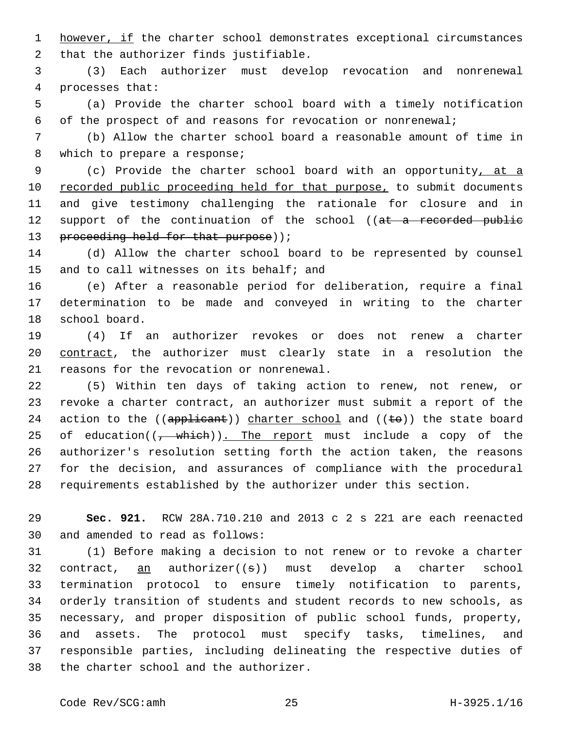however, if the charter school demonstrates exceptional circumstances that the authorizer finds justifiable.

(3) Each authorizer must develop revocation and nonrenewal processes that:

(a) Provide the charter school board with a timely notification of the prospect of and reasons for revocation or nonrenewal;

(b) Allow the charter school board a reasonable amount of time in which to prepare a response;

(c) Provide the charter school board with an opportunity, at a recorded public proceeding held for that purpose, to submit documents and give testimony challenging the rationale for closure and in support of the continuation of the school ((at a recorded public proceeding held for that purpose));

(d) Allow the charter school board to be represented by counsel and to call witnesses on its behalf; and

(e) After a reasonable period for deliberation, require a final determination to be made and conveyed in writing to the charter school board.

(4) If an authorizer revokes or does not renew a charter contract, the authorizer must clearly state in a resolution the reasons for the revocation or nonrenewal.

(5) Within ten days of taking action to renew, not renew, or revoke a charter contract, an authorizer must submit a report of the action to the ((applicant)) charter school and ((to)) the state board of education((, which)). The report must include a copy of the authorizer's resolution setting forth the action taken, the reasons for the decision, and assurances of compliance with the procedural requirements established by the authorizer under this section.

**Sec. 921.** RCW 28A.710.210 and 2013 c 2 s 221 are each reenacted and amended to read as follows:

(1) Before making a decision to not renew or to revoke a charter contract, an authorizer((s)) must develop a charter school termination protocol to ensure timely notification to parents, orderly transition of students and student records to new schools, as necessary, and proper disposition of public school funds, property, and assets. The protocol must specify tasks, timelines, and responsible parties, including delineating the respective duties of the charter school and the authorizer.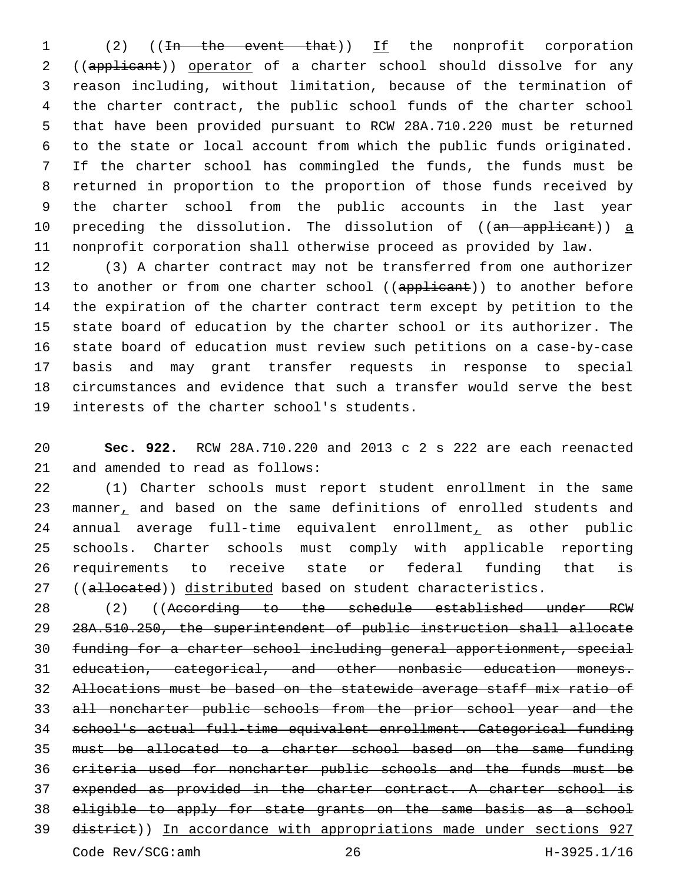(2) ((~~In the event that~~)) <u>If</u> the nonprofit corporation ((~~applicant~~)) <u>operator</u> of a charter school should dissolve for any reason including, without limitation, because of the termination of the charter contract, the public school funds of the charter school that have been provided pursuant to RCW 28A.710.220 must be returned to the state or local account from which the public funds originated. If the charter school has commingled the funds, the funds must be returned in proportion to the proportion of those funds received by the charter school from the public accounts in the last year preceding the dissolution. The dissolution of ((~~an applicant~~)) <u>a</u> nonprofit corporation shall otherwise proceed as provided by law.

(3) A charter contract may not be transferred from one authorizer to another or from one charter school ((~~applicant~~)) to another before the expiration of the charter contract term except by petition to the state board of education by the charter school or its authorizer. The state board of education must review such petitions on a case-by-case basis and may grant transfer requests in response to special circumstances and evidence that such a transfer would serve the best interests of the charter school's students.

**Sec. 922.** RCW 28A.710.220 and 2013 c 2 s 222 are each reenacted and amended to read as follows:

(1) Charter schools must report student enrollment in the same manner<u>,</u> and based on the same definitions of enrolled students and annual average full-time equivalent enrollment<u>,</u> as other public schools. Charter schools must comply with applicable reporting requirements to receive state or federal funding that is ((~~allocated~~)) <u>distributed</u> based on student characteristics.

(2) ((~~According to the schedule established under RCW 28A.510.250, the superintendent of public instruction shall allocate funding for a charter school including general apportionment, special education, categorical, and other nonbasic education moneys. Allocations must be based on the statewide average staff mix ratio of all noncharter public schools from the prior school year and the school's actual full-time equivalent enrollment. Categorical funding must be allocated to a charter school based on the same funding criteria used for noncharter public schools and the funds must be expended as provided in the charter contract. A charter school is eligible to apply for state grants on the same basis as a school district~~)) <u>In accordance with appropriations made under sections 927</u>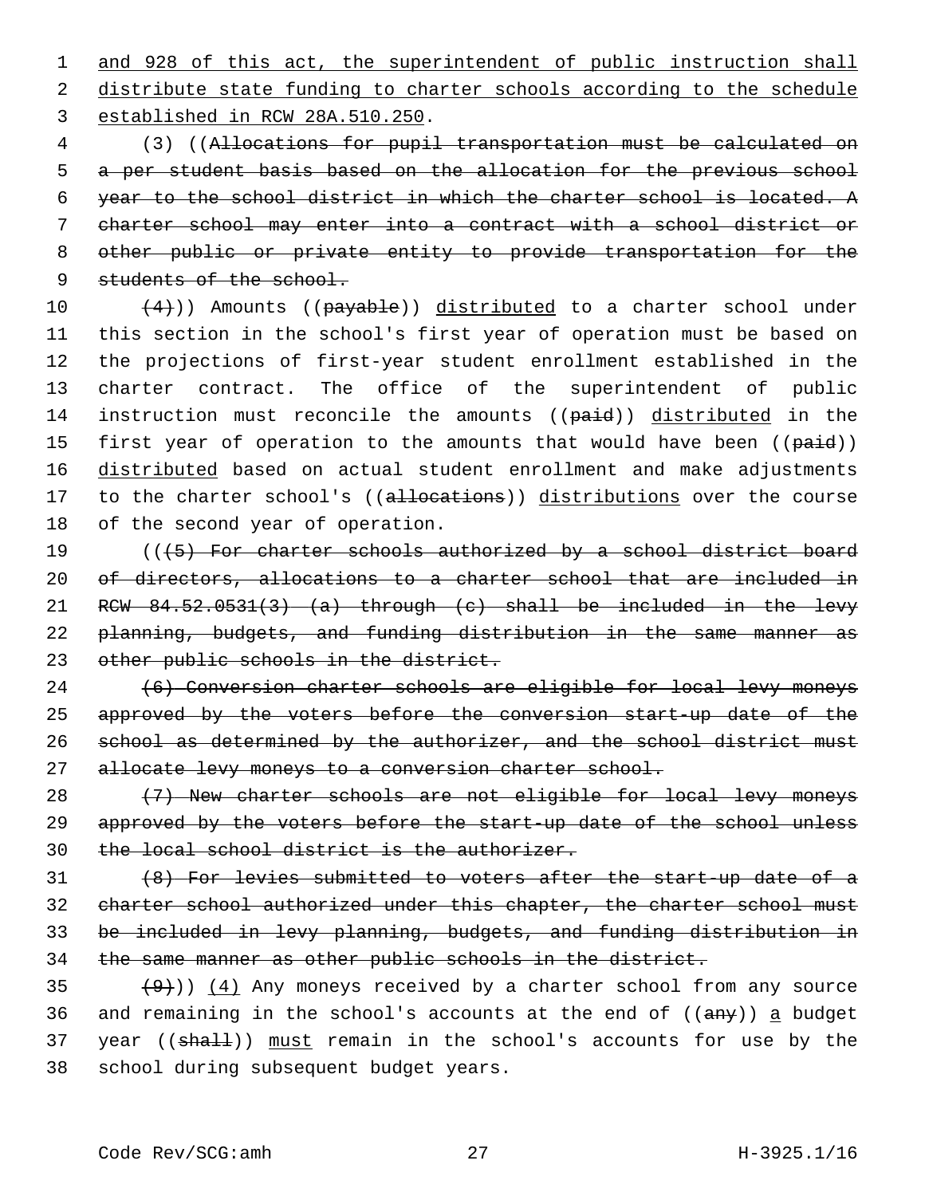and 928 of this act, the superintendent of public instruction shall distribute state funding to charter schools according to the schedule established in RCW 28A.510.250.

(3) ((Allocations for pupil transportation must be calculated on a per student basis based on the allocation for the previous school year to the school district in which the charter school is located. A charter school may enter into a contract with a school district or other public or private entity to provide transportation for the students of the school.

(4))) Amounts ((payable)) distributed to a charter school under this section in the school's first year of operation must be based on the projections of first-year student enrollment established in the charter contract. The office of the superintendent of public instruction must reconcile the amounts ((paid)) distributed in the first year of operation to the amounts that would have been ((paid)) distributed based on actual student enrollment and make adjustments to the charter school's ((allocations)) distributions over the course of the second year of operation.

(((5) For charter schools authorized by a school district board of directors, allocations to a charter school that are included in RCW 84.52.0531(3) (a) through (c) shall be included in the levy planning, budgets, and funding distribution in the same manner as other public schools in the district.

(6) Conversion charter schools are eligible for local levy moneys approved by the voters before the conversion start-up date of the school as determined by the authorizer, and the school district must allocate levy moneys to a conversion charter school.

(7) New charter schools are not eligible for local levy moneys approved by the voters before the start-up date of the school unless the local school district is the authorizer.

(8) For levies submitted to voters after the start-up date of a charter school authorized under this chapter, the charter school must be included in levy planning, budgets, and funding distribution in the same manner as other public schools in the district.

(9))) (4) Any moneys received by a charter school from any source and remaining in the school's accounts at the end of ((any)) a budget year ((shall)) must remain in the school's accounts for use by the school during subsequent budget years.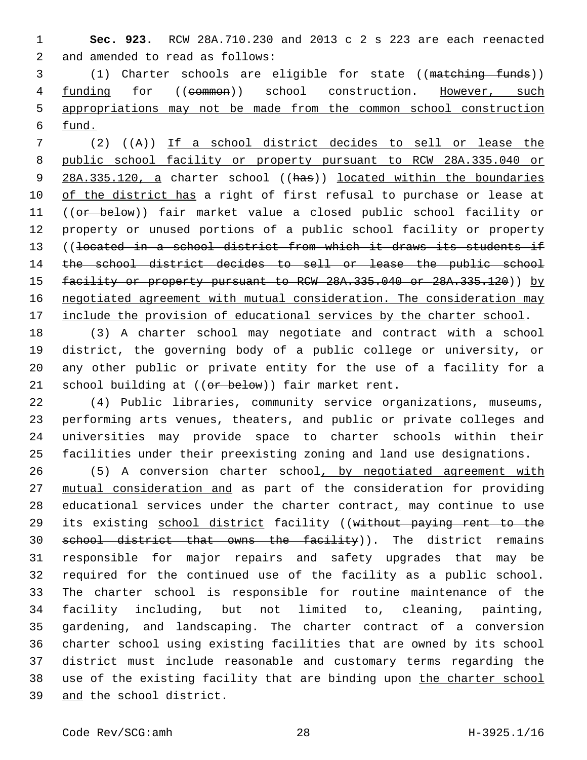**Sec. 923.** RCW 28A.710.230 and 2013 c 2 s 223 are each reenacted and amended to read as follows:

(1) Charter schools are eligible for state ((~~matching funds~~)) funding for ((~~common~~)) school construction. However, such appropriations may not be made from the common school construction fund.

(2) ((~~A~~)) If a school district decides to sell or lease the public school facility or property pursuant to RCW 28A.335.040 or 28A.335.120, a charter school ((~~has~~)) located within the boundaries of the district has a right of first refusal to purchase or lease at ((~~or below~~)) fair market value a closed public school facility or property or unused portions of a public school facility or property ((~~located in a school district from which it draws its students if the school district decides to sell or lease the public school facility or property pursuant to RCW 28A.335.040 or 28A.335.120~~)) by negotiated agreement with mutual consideration. The consideration may include the provision of educational services by the charter school.

(3) A charter school may negotiate and contract with a school district, the governing body of a public college or university, or any other public or private entity for the use of a facility for a school building at ((~~or below~~)) fair market rent.

(4) Public libraries, community service organizations, museums, performing arts venues, theaters, and public or private colleges and universities may provide space to charter schools within their facilities under their preexisting zoning and land use designations.

(5) A conversion charter school, by negotiated agreement with mutual consideration and as part of the consideration for providing educational services under the charter contract, may continue to use its existing school district facility ((~~without paying rent to the school district that owns the facility~~)). The district remains responsible for major repairs and safety upgrades that may be required for the continued use of the facility as a public school. The charter school is responsible for routine maintenance of the facility including, but not limited to, cleaning, painting, gardening, and landscaping. The charter contract of a conversion charter school using existing facilities that are owned by its school district must include reasonable and customary terms regarding the use of the existing facility that are binding upon the charter school and the school district.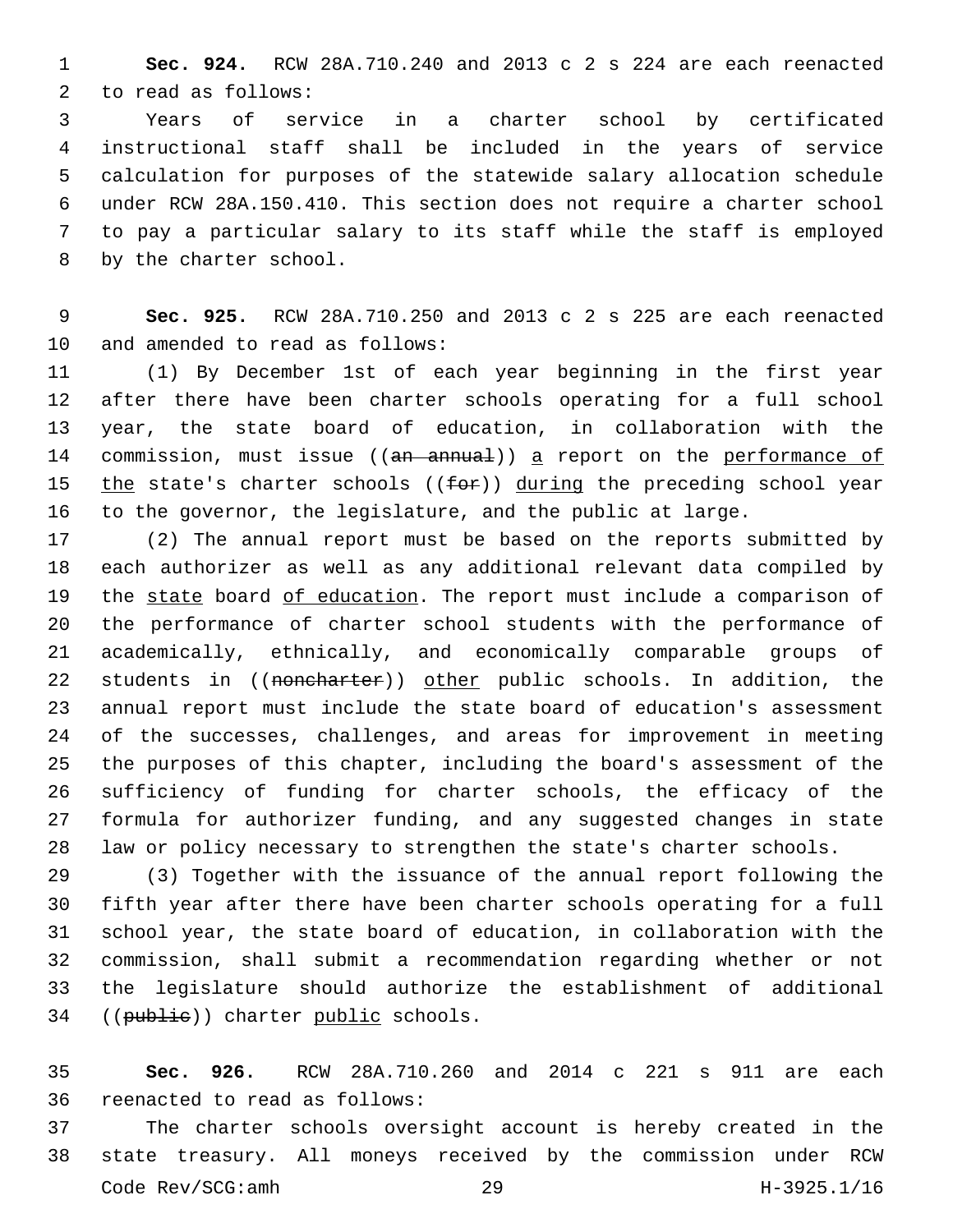**Sec. 924.** RCW 28A.710.240 and 2013 c 2 s 224 are each reenacted to read as follows:

Years of service in a charter school by certificated instructional staff shall be included in the years of service calculation for purposes of the statewide salary allocation schedule under RCW 28A.150.410. This section does not require a charter school to pay a particular salary to its staff while the staff is employed by the charter school.

**Sec. 925.** RCW 28A.710.250 and 2013 c 2 s 225 are each reenacted and amended to read as follows:

(1) By December 1st of each year beginning in the first year after there have been charter schools operating for a full school year, the state board of education, in collaboration with the commission, must issue ((~~an annual~~)) a report on the performance of the state's charter schools ((~~for~~)) during the preceding school year to the governor, the legislature, and the public at large.

(2) The annual report must be based on the reports submitted by each authorizer as well as any additional relevant data compiled by the state board of education. The report must include a comparison of the performance of charter school students with the performance of academically, ethnically, and economically comparable groups of students in ((~~noncharter~~)) other public schools. In addition, the annual report must include the state board of education's assessment of the successes, challenges, and areas for improvement in meeting the purposes of this chapter, including the board's assessment of the sufficiency of funding for charter schools, the efficacy of the formula for authorizer funding, and any suggested changes in state law or policy necessary to strengthen the state's charter schools.

(3) Together with the issuance of the annual report following the fifth year after there have been charter schools operating for a full school year, the state board of education, in collaboration with the commission, shall submit a recommendation regarding whether or not the legislature should authorize the establishment of additional ((~~public~~)) charter public schools.

**Sec. 926.** RCW 28A.710.260 and 2014 c 221 s 911 are each reenacted to read as follows:

The charter schools oversight account is hereby created in the state treasury. All moneys received by the commission under RCW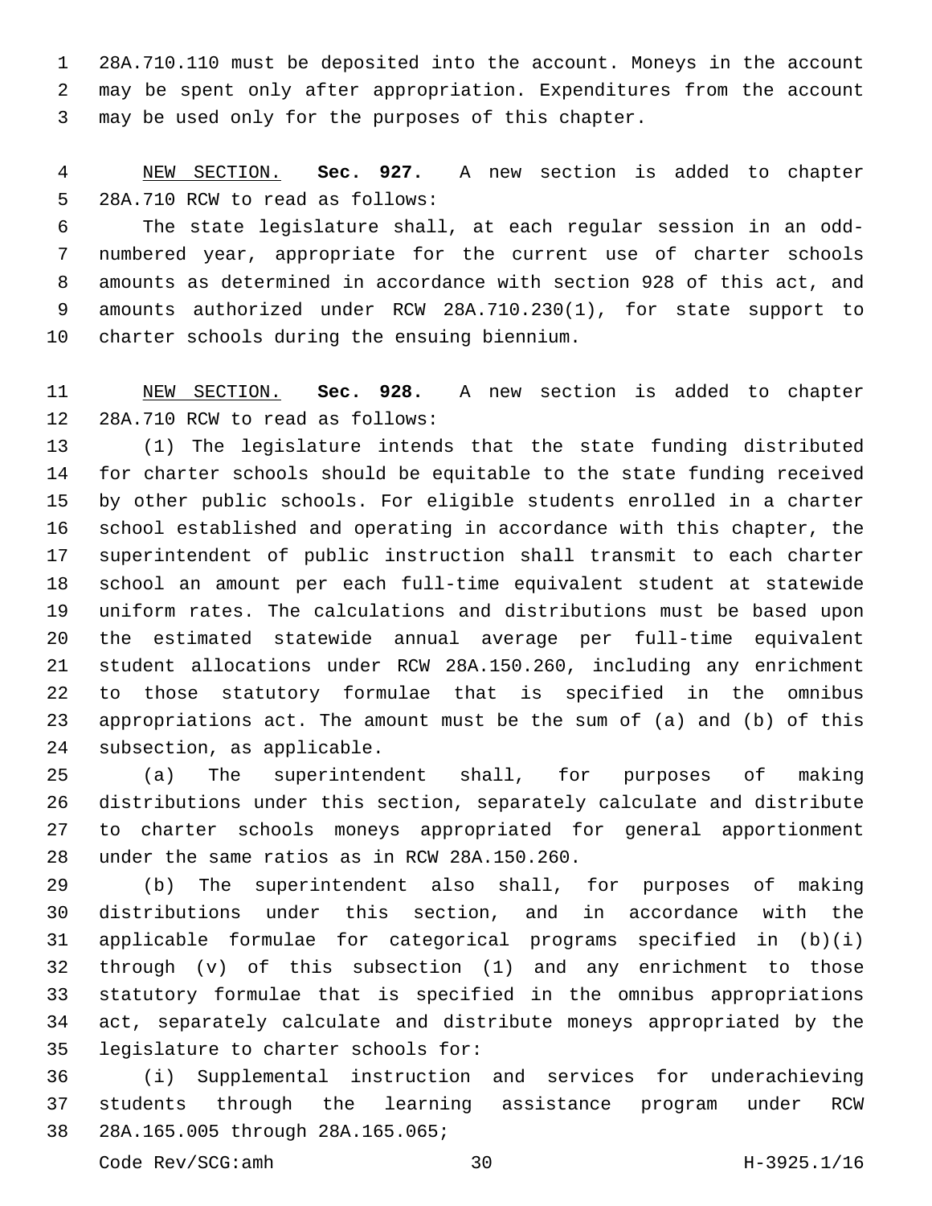28A.710.110 must be deposited into the account. Moneys in the account may be spent only after appropriation. Expenditures from the account may be used only for the purposes of this chapter.

NEW SECTION. **Sec. 927.** A new section is added to chapter 28A.710 RCW to read as follows:

The state legislature shall, at each regular session in an odd-numbered year, appropriate for the current use of charter schools amounts as determined in accordance with section 928 of this act, and amounts authorized under RCW 28A.710.230(1), for state support to charter schools during the ensuing biennium.

NEW SECTION. **Sec. 928.** A new section is added to chapter 28A.710 RCW to read as follows:

(1) The legislature intends that the state funding distributed for charter schools should be equitable to the state funding received by other public schools. For eligible students enrolled in a charter school established and operating in accordance with this chapter, the superintendent of public instruction shall transmit to each charter school an amount per each full-time equivalent student at statewide uniform rates. The calculations and distributions must be based upon the estimated statewide annual average per full-time equivalent student allocations under RCW 28A.150.260, including any enrichment to those statutory formulae that is specified in the omnibus appropriations act. The amount must be the sum of (a) and (b) of this subsection, as applicable.

(a) The superintendent shall, for purposes of making distributions under this section, separately calculate and distribute to charter schools moneys appropriated for general apportionment under the same ratios as in RCW 28A.150.260.

(b) The superintendent also shall, for purposes of making distributions under this section, and in accordance with the applicable formulae for categorical programs specified in (b)(i) through (v) of this subsection (1) and any enrichment to those statutory formulae that is specified in the omnibus appropriations act, separately calculate and distribute moneys appropriated by the legislature to charter schools for:

(i) Supplemental instruction and services for underachieving students through the learning assistance program under RCW 28A.165.005 through 28A.165.065;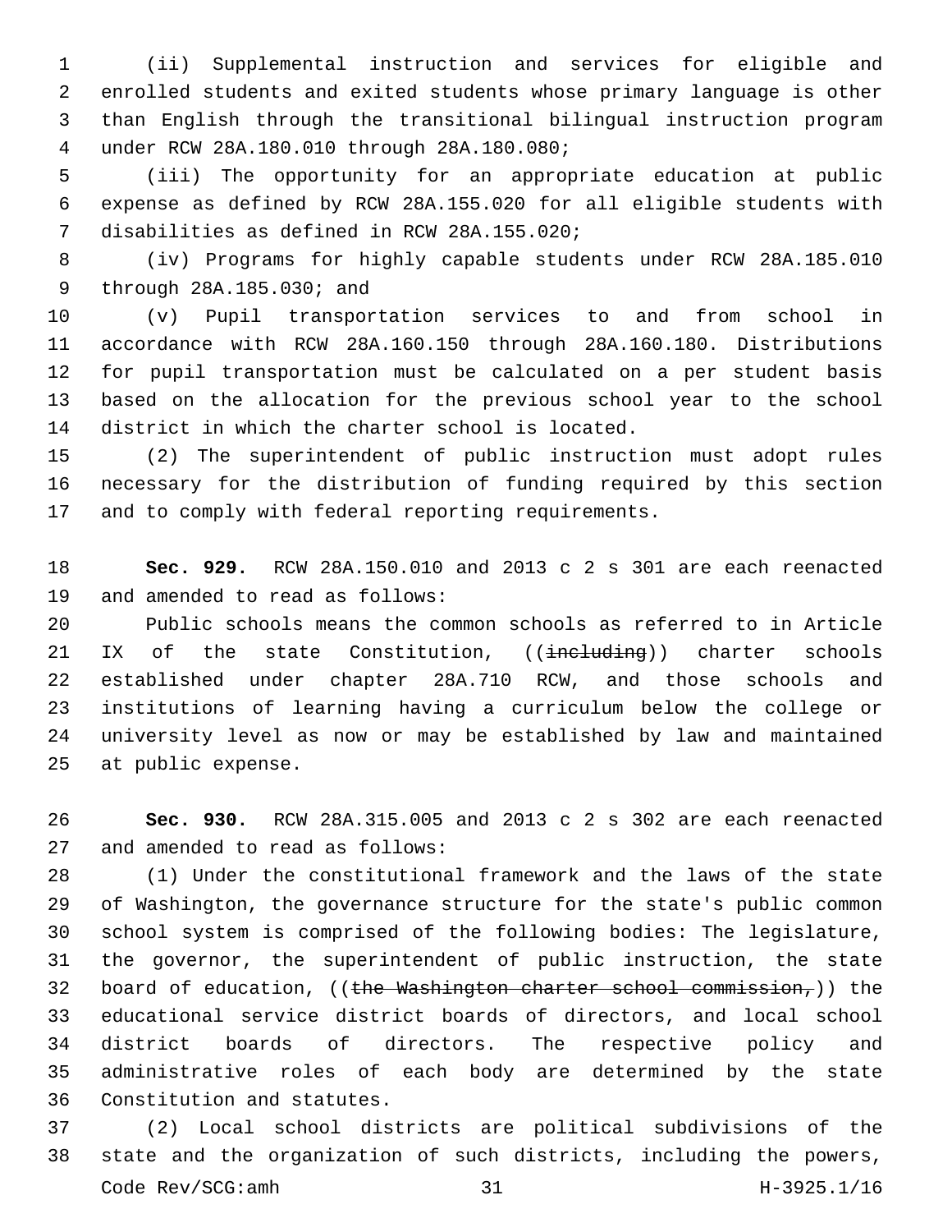(ii) Supplemental instruction and services for eligible and enrolled students and exited students whose primary language is other than English through the transitional bilingual instruction program under RCW 28A.180.010 through 28A.180.080;

(iii) The opportunity for an appropriate education at public expense as defined by RCW 28A.155.020 for all eligible students with disabilities as defined in RCW 28A.155.020;

(iv) Programs for highly capable students under RCW 28A.185.010 through 28A.185.030; and

(v) Pupil transportation services to and from school in accordance with RCW 28A.160.150 through 28A.160.180. Distributions for pupil transportation must be calculated on a per student basis based on the allocation for the previous school year to the school district in which the charter school is located.

(2) The superintendent of public instruction must adopt rules necessary for the distribution of funding required by this section and to comply with federal reporting requirements.

**Sec. 929.** RCW 28A.150.010 and 2013 c 2 s 301 are each reenacted and amended to read as follows:

Public schools means the common schools as referred to in Article IX of the state Constitution, ((~~including~~)) charter schools established under chapter 28A.710 RCW, and those schools and institutions of learning having a curriculum below the college or university level as now or may be established by law and maintained at public expense.

**Sec. 930.** RCW 28A.315.005 and 2013 c 2 s 302 are each reenacted and amended to read as follows:

(1) Under the constitutional framework and the laws of the state of Washington, the governance structure for the state's public common school system is comprised of the following bodies: The legislature, the governor, the superintendent of public instruction, the state board of education, ((~~the Washington charter school commission,~~)) the educational service district boards of directors, and local school district boards of directors. The respective policy and administrative roles of each body are determined by the state Constitution and statutes.

(2) Local school districts are political subdivisions of the state and the organization of such districts, including the powers,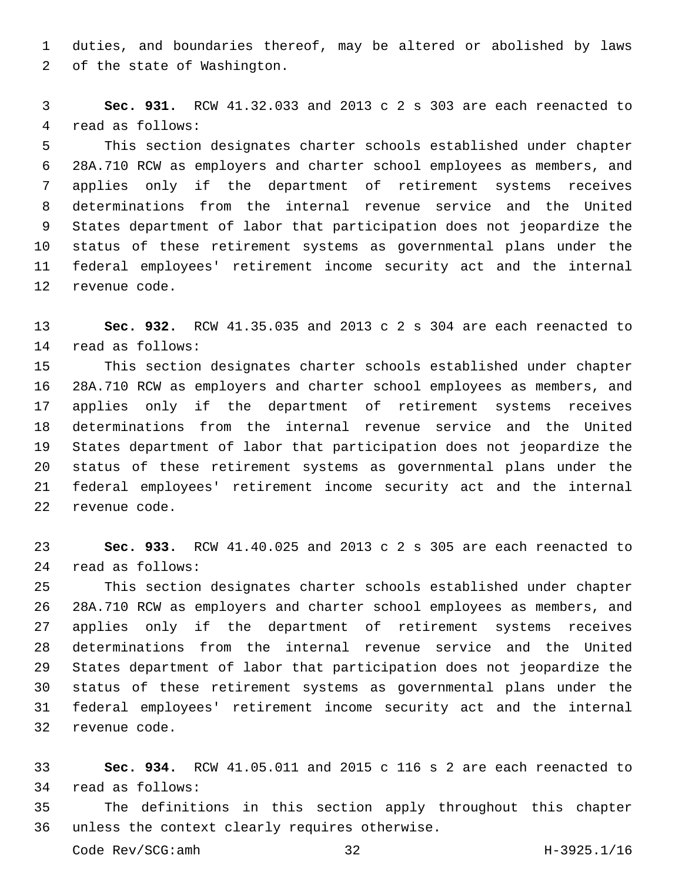duties, and boundaries thereof, may be altered or abolished by laws of the state of Washington.

**Sec. 931.** RCW 41.32.033 and 2013 c 2 s 303 are each reenacted to read as follows:

This section designates charter schools established under chapter 28A.710 RCW as employers and charter school employees as members, and applies only if the department of retirement systems receives determinations from the internal revenue service and the United States department of labor that participation does not jeopardize the status of these retirement systems as governmental plans under the federal employees' retirement income security act and the internal revenue code.

**Sec. 932.** RCW 41.35.035 and 2013 c 2 s 304 are each reenacted to read as follows:

This section designates charter schools established under chapter 28A.710 RCW as employers and charter school employees as members, and applies only if the department of retirement systems receives determinations from the internal revenue service and the United States department of labor that participation does not jeopardize the status of these retirement systems as governmental plans under the federal employees' retirement income security act and the internal revenue code.

**Sec. 933.** RCW 41.40.025 and 2013 c 2 s 305 are each reenacted to read as follows:

This section designates charter schools established under chapter 28A.710 RCW as employers and charter school employees as members, and applies only if the department of retirement systems receives determinations from the internal revenue service and the United States department of labor that participation does not jeopardize the status of these retirement systems as governmental plans under the federal employees' retirement income security act and the internal revenue code.

**Sec. 934.** RCW 41.05.011 and 2015 c 116 s 2 are each reenacted to read as follows:

The definitions in this section apply throughout this chapter unless the context clearly requires otherwise.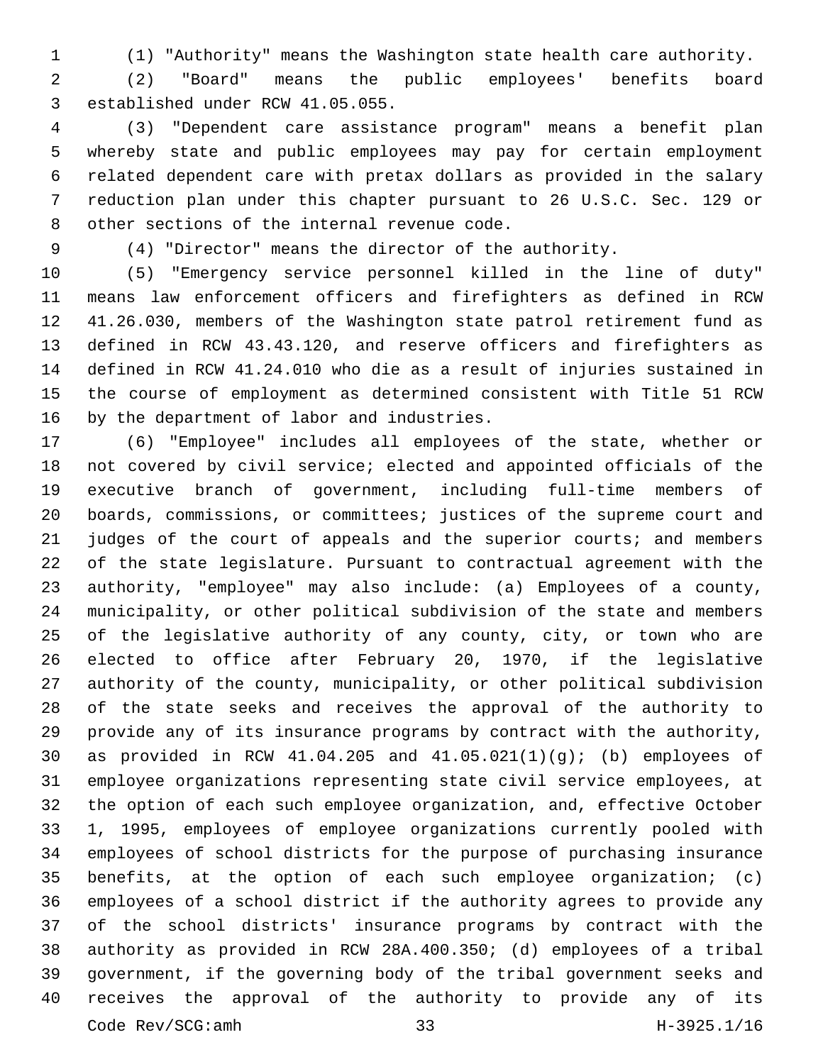(1) "Authority" means the Washington state health care authority.

(2) "Board" means the public employees' benefits board established under RCW 41.05.055.

(3) "Dependent care assistance program" means a benefit plan whereby state and public employees may pay for certain employment related dependent care with pretax dollars as provided in the salary reduction plan under this chapter pursuant to 26 U.S.C. Sec. 129 or other sections of the internal revenue code.

(4) "Director" means the director of the authority.

(5) "Emergency service personnel killed in the line of duty" means law enforcement officers and firefighters as defined in RCW 41.26.030, members of the Washington state patrol retirement fund as defined in RCW 43.43.120, and reserve officers and firefighters as defined in RCW 41.24.010 who die as a result of injuries sustained in the course of employment as determined consistent with Title 51 RCW by the department of labor and industries.

(6) "Employee" includes all employees of the state, whether or not covered by civil service; elected and appointed officials of the executive branch of government, including full-time members of boards, commissions, or committees; justices of the supreme court and judges of the court of appeals and the superior courts; and members of the state legislature. Pursuant to contractual agreement with the authority, "employee" may also include: (a) Employees of a county, municipality, or other political subdivision of the state and members of the legislative authority of any county, city, or town who are elected to office after February 20, 1970, if the legislative authority of the county, municipality, or other political subdivision of the state seeks and receives the approval of the authority to provide any of its insurance programs by contract with the authority, as provided in RCW 41.04.205 and 41.05.021(1)(g); (b) employees of employee organizations representing state civil service employees, at the option of each such employee organization, and, effective October 1, 1995, employees of employee organizations currently pooled with employees of school districts for the purpose of purchasing insurance benefits, at the option of each such employee organization; (c) employees of a school district if the authority agrees to provide any of the school districts' insurance programs by contract with the authority as provided in RCW 28A.400.350; (d) employees of a tribal government, if the governing body of the tribal government seeks and receives the approval of the authority to provide any of its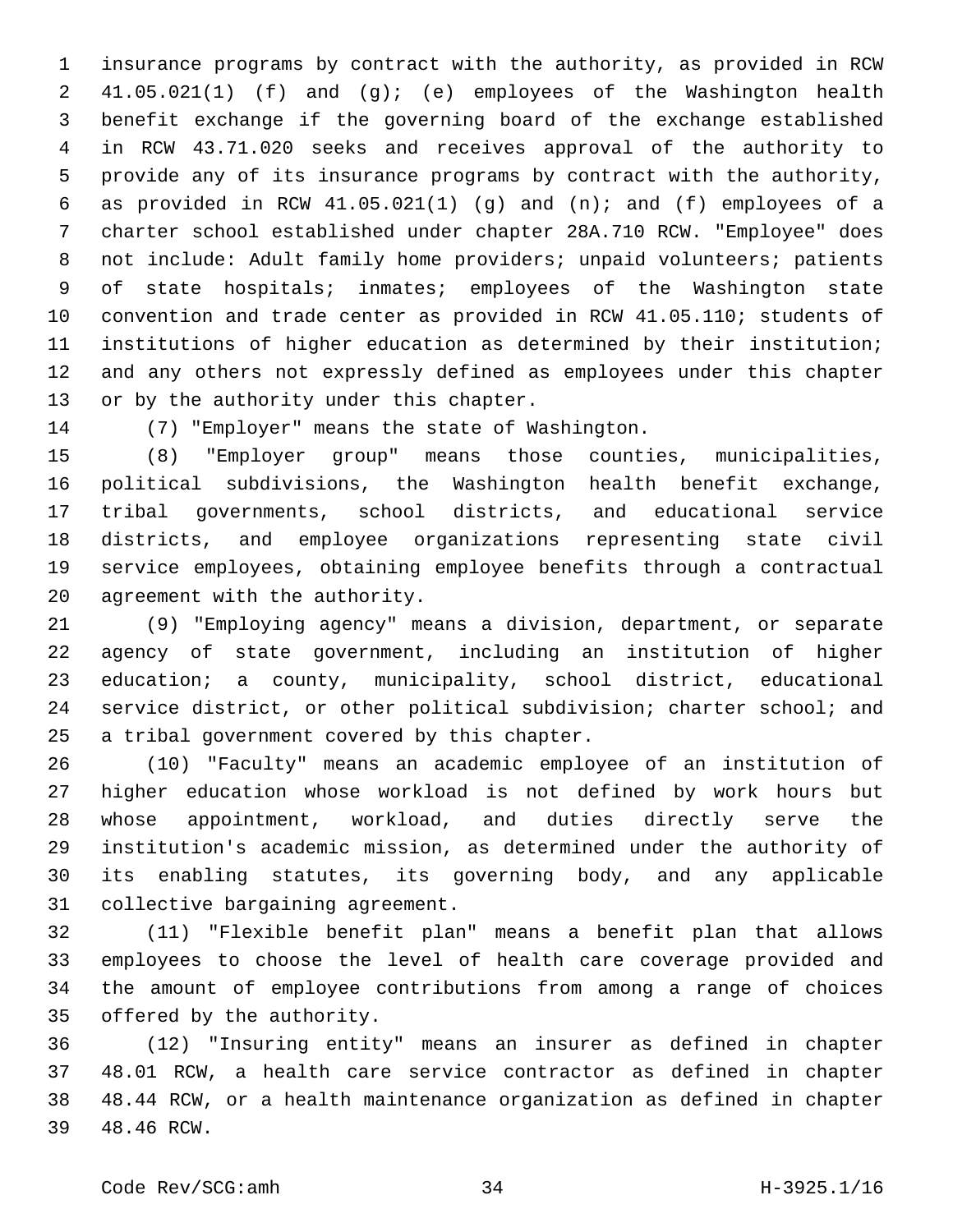insurance programs by contract with the authority, as provided in RCW 41.05.021(1) (f) and (g); (e) employees of the Washington health benefit exchange if the governing board of the exchange established in RCW 43.71.020 seeks and receives approval of the authority to provide any of its insurance programs by contract with the authority, as provided in RCW 41.05.021(1) (g) and (n); and (f) employees of a charter school established under chapter 28A.710 RCW. "Employee" does not include: Adult family home providers; unpaid volunteers; patients of state hospitals; inmates; employees of the Washington state convention and trade center as provided in RCW 41.05.110; students of institutions of higher education as determined by their institution; and any others not expressly defined as employees under this chapter or by the authority under this chapter.

(7) "Employer" means the state of Washington.

(8) "Employer group" means those counties, municipalities, political subdivisions, the Washington health benefit exchange, tribal governments, school districts, and educational service districts, and employee organizations representing state civil service employees, obtaining employee benefits through a contractual agreement with the authority.

(9) "Employing agency" means a division, department, or separate agency of state government, including an institution of higher education; a county, municipality, school district, educational service district, or other political subdivision; charter school; and a tribal government covered by this chapter.

(10) "Faculty" means an academic employee of an institution of higher education whose workload is not defined by work hours but whose appointment, workload, and duties directly serve the institution's academic mission, as determined under the authority of its enabling statutes, its governing body, and any applicable collective bargaining agreement.

(11) "Flexible benefit plan" means a benefit plan that allows employees to choose the level of health care coverage provided and the amount of employee contributions from among a range of choices offered by the authority.

(12) "Insuring entity" means an insurer as defined in chapter 48.01 RCW, a health care service contractor as defined in chapter 48.44 RCW, or a health maintenance organization as defined in chapter 48.46 RCW.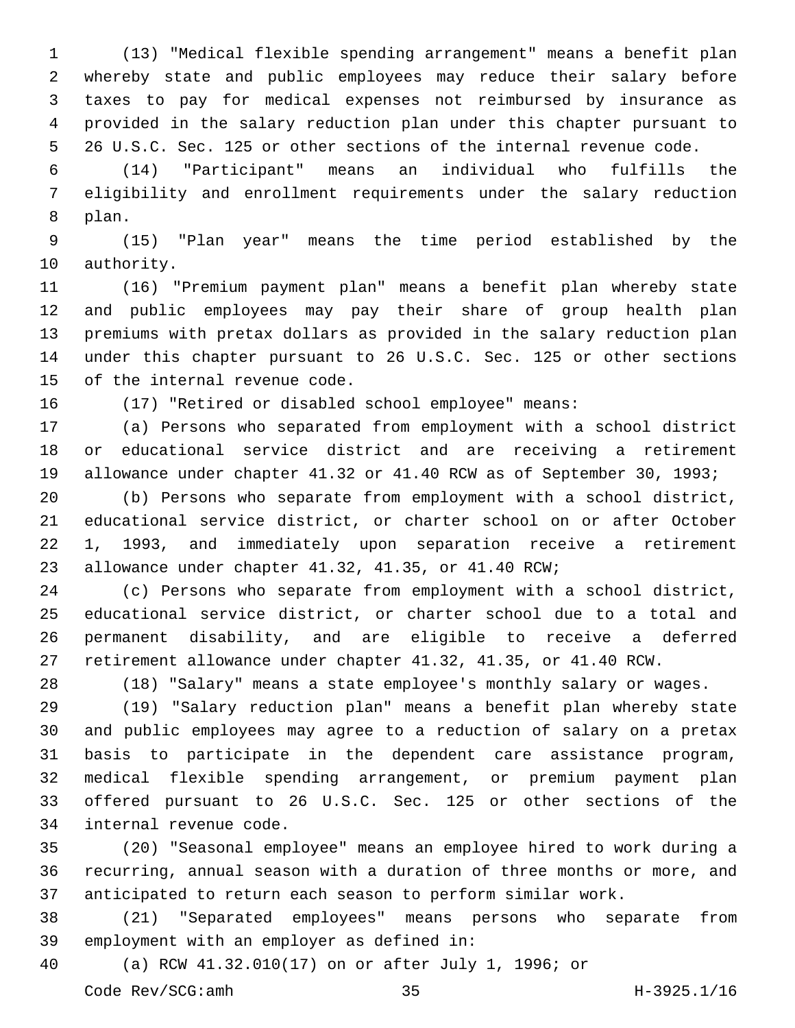(13) "Medical flexible spending arrangement" means a benefit plan whereby state and public employees may reduce their salary before taxes to pay for medical expenses not reimbursed by insurance as provided in the salary reduction plan under this chapter pursuant to 26 U.S.C. Sec. 125 or other sections of the internal revenue code.

(14) "Participant" means an individual who fulfills the eligibility and enrollment requirements under the salary reduction plan.

(15) "Plan year" means the time period established by the authority.

(16) "Premium payment plan" means a benefit plan whereby state and public employees may pay their share of group health plan premiums with pretax dollars as provided in the salary reduction plan under this chapter pursuant to 26 U.S.C. Sec. 125 or other sections of the internal revenue code.

(17) "Retired or disabled school employee" means:

(a) Persons who separated from employment with a school district or educational service district and are receiving a retirement allowance under chapter 41.32 or 41.40 RCW as of September 30, 1993;

(b) Persons who separate from employment with a school district, educational service district, or charter school on or after October 1, 1993, and immediately upon separation receive a retirement allowance under chapter 41.32, 41.35, or 41.40 RCW;

(c) Persons who separate from employment with a school district, educational service district, or charter school due to a total and permanent disability, and are eligible to receive a deferred retirement allowance under chapter 41.32, 41.35, or 41.40 RCW.

(18) "Salary" means a state employee's monthly salary or wages.

(19) "Salary reduction plan" means a benefit plan whereby state and public employees may agree to a reduction of salary on a pretax basis to participate in the dependent care assistance program, medical flexible spending arrangement, or premium payment plan offered pursuant to 26 U.S.C. Sec. 125 or other sections of the internal revenue code.

(20) "Seasonal employee" means an employee hired to work during a recurring, annual season with a duration of three months or more, and anticipated to return each season to perform similar work.

(21) "Separated employees" means persons who separate from employment with an employer as defined in:

(a) RCW 41.32.010(17) on or after July 1, 1996; or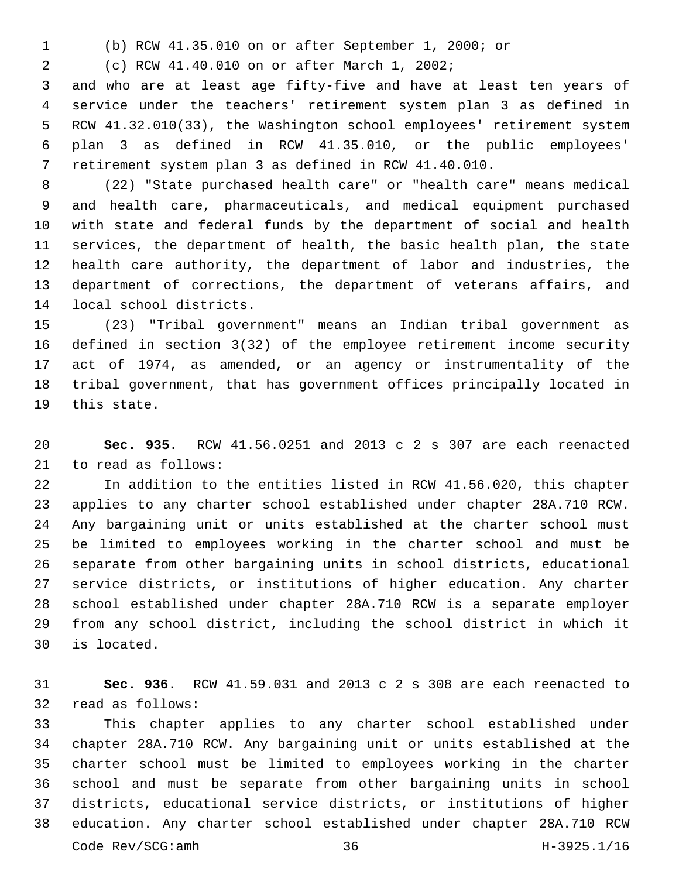(b) RCW 41.35.010 on or after September 1, 2000; or

(c) RCW 41.40.010 on or after March 1, 2002;

and who are at least age fifty-five and have at least ten years of service under the teachers' retirement system plan 3 as defined in RCW 41.32.010(33), the Washington school employees' retirement system plan 3 as defined in RCW 41.35.010, or the public employees' retirement system plan 3 as defined in RCW 41.40.010.

(22) "State purchased health care" or "health care" means medical and health care, pharmaceuticals, and medical equipment purchased with state and federal funds by the department of social and health services, the department of health, the basic health plan, the state health care authority, the department of labor and industries, the department of corrections, the department of veterans affairs, and local school districts.

(23) "Tribal government" means an Indian tribal government as defined in section 3(32) of the employee retirement income security act of 1974, as amended, or an agency or instrumentality of the tribal government, that has government offices principally located in this state.

**Sec. 935.** RCW 41.56.0251 and 2013 c 2 s 307 are each reenacted to read as follows:

In addition to the entities listed in RCW 41.56.020, this chapter applies to any charter school established under chapter 28A.710 RCW. Any bargaining unit or units established at the charter school must be limited to employees working in the charter school and must be separate from other bargaining units in school districts, educational service districts, or institutions of higher education. Any charter school established under chapter 28A.710 RCW is a separate employer from any school district, including the school district in which it is located.

**Sec. 936.** RCW 41.59.031 and 2013 c 2 s 308 are each reenacted to read as follows:

This chapter applies to any charter school established under chapter 28A.710 RCW. Any bargaining unit or units established at the charter school must be limited to employees working in the charter school and must be separate from other bargaining units in school districts, educational service districts, or institutions of higher education. Any charter school established under chapter 28A.710 RCW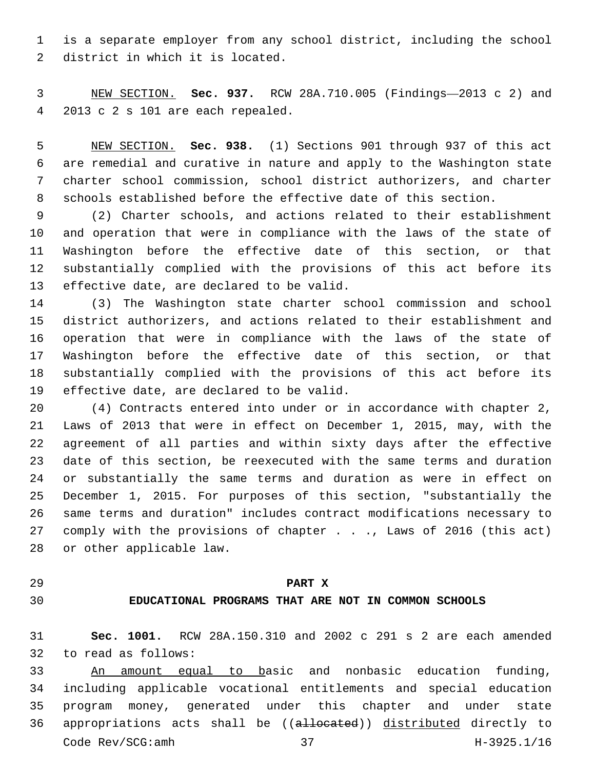is a separate employer from any school district, including the school district in which it is located.

NEW SECTION. **Sec. 937.** RCW 28A.710.005 (Findings—2013 c 2) and 2013 c 2 s 101 are each repealed.

NEW SECTION. **Sec. 938.** (1) Sections 901 through 937 of this act are remedial and curative in nature and apply to the Washington state charter school commission, school district authorizers, and charter schools established before the effective date of this section.

(2) Charter schools, and actions related to their establishment and operation that were in compliance with the laws of the state of Washington before the effective date of this section, or that substantially complied with the provisions of this act before its effective date, are declared to be valid.

(3) The Washington state charter school commission and school district authorizers, and actions related to their establishment and operation that were in compliance with the laws of the state of Washington before the effective date of this section, or that substantially complied with the provisions of this act before its effective date, are declared to be valid.

(4) Contracts entered into under or in accordance with chapter 2, Laws of 2013 that were in effect on December 1, 2015, may, with the agreement of all parties and within sixty days after the effective date of this section, be reexecuted with the same terms and duration or substantially the same terms and duration as were in effect on December 1, 2015. For purposes of this section, "substantially the same terms and duration" includes contract modifications necessary to comply with the provisions of chapter . . ., Laws of 2016 (this act) or other applicable law.

**PART X**

**EDUCATIONAL PROGRAMS THAT ARE NOT IN COMMON SCHOOLS**

**Sec. 1001.** RCW 28A.150.310 and 2002 c 291 s 2 are each amended to read as follows:

An amount equal to basic and nonbasic education funding, including applicable vocational entitlements and special education program money, generated under this chapter and under state appropriations acts shall be ((~~allocated~~)) distributed directly to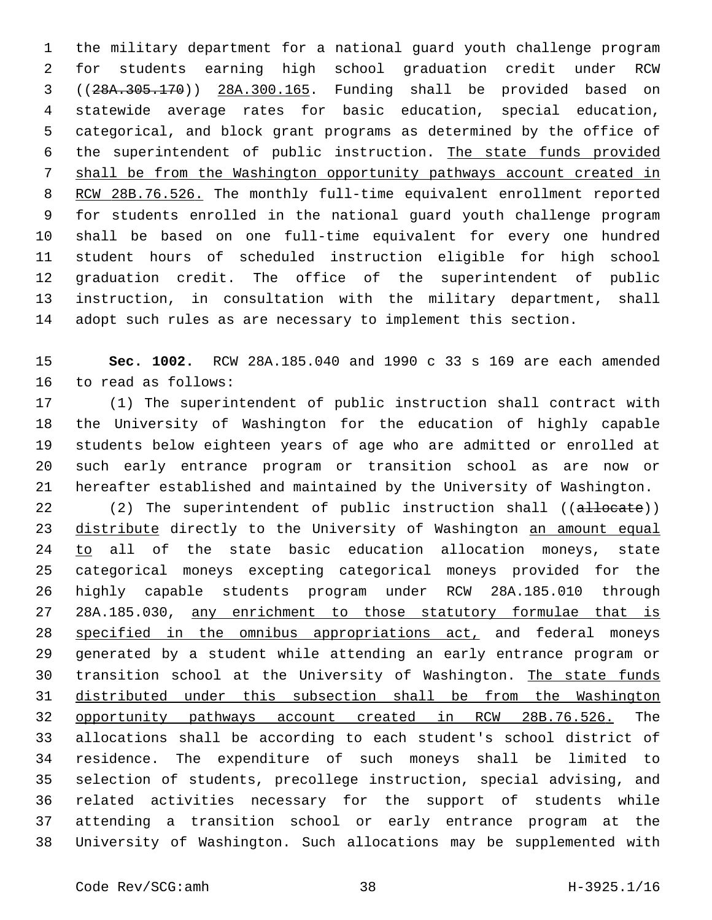the military department for a national guard youth challenge program for students earning high school graduation credit under RCW ((~~28A.305.170~~)) <u>28A.300.165</u>. Funding shall be provided based on statewide average rates for basic education, special education, categorical, and block grant programs as determined by the office of the superintendent of public instruction. <u>The state funds provided shall be from the Washington opportunity pathways account created in RCW 28B.76.526.</u> The monthly full-time equivalent enrollment reported for students enrolled in the national guard youth challenge program shall be based on one full-time equivalent for every one hundred student hours of scheduled instruction eligible for high school graduation credit. The office of the superintendent of public instruction, in consultation with the military department, shall adopt such rules as are necessary to implement this section.

**Sec. 1002.** RCW 28A.185.040 and 1990 c 33 s 169 are each amended to read as follows:

(1) The superintendent of public instruction shall contract with the University of Washington for the education of highly capable students below eighteen years of age who are admitted or enrolled at such early entrance program or transition school as are now or hereafter established and maintained by the University of Washington.

(2) The superintendent of public instruction shall ((~~allocate~~)) <u>distribute</u> directly to the University of Washington <u>an amount equal to</u> all of the state basic education allocation moneys, state categorical moneys excepting categorical moneys provided for the highly capable students program under RCW 28A.185.010 through 28A.185.030, <u>any enrichment to those statutory formulae that is specified in the omnibus appropriations act,</u> and federal moneys generated by a student while attending an early entrance program or transition school at the University of Washington. <u>The state funds distributed under this subsection shall be from the Washington opportunity pathways account created in RCW 28B.76.526.</u> The allocations shall be according to each student's school district of residence. The expenditure of such moneys shall be limited to selection of students, precollege instruction, special advising, and related activities necessary for the support of students while attending a transition school or early entrance program at the University of Washington. Such allocations may be supplemented with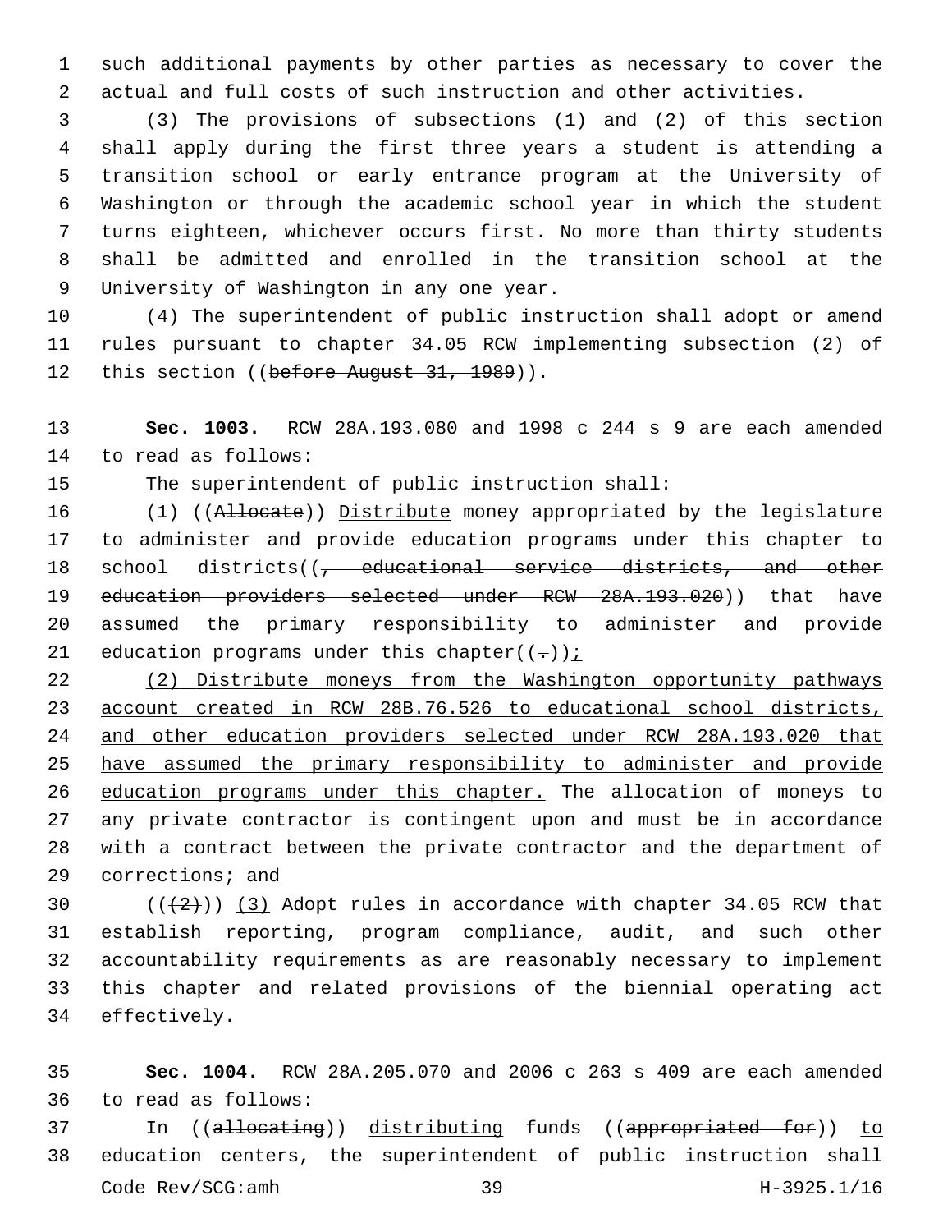such additional payments by other parties as necessary to cover the actual and full costs of such instruction and other activities.

(3) The provisions of subsections (1) and (2) of this section shall apply during the first three years a student is attending a transition school or early entrance program at the University of Washington or through the academic school year in which the student turns eighteen, whichever occurs first. No more than thirty students shall be admitted and enrolled in the transition school at the University of Washington in any one year.

(4) The superintendent of public instruction shall adopt or amend rules pursuant to chapter 34.05 RCW implementing subsection (2) of this section ((~~before August 31, 1989~~)).

**Sec. 1003.** RCW 28A.193.080 and 1998 c 244 s 9 are each amended to read as follows:

The superintendent of public instruction shall:

(1) ((~~Allocate~~)) Distribute money appropriated by the legislature to administer and provide education programs under this chapter to school districts((~~, educational service districts, and other education providers selected under RCW 28A.193.020~~)) that have assumed the primary responsibility to administer and provide education programs under this chapter((~~.~~));

(2) Distribute moneys from the Washington opportunity pathways account created in RCW 28B.76.526 to educational school districts, and other education providers selected under RCW 28A.193.020 that have assumed the primary responsibility to administer and provide education programs under this chapter. The allocation of moneys to any private contractor is contingent upon and must be in accordance with a contract between the private contractor and the department of corrections; and

((~~(2)~~)) (3) Adopt rules in accordance with chapter 34.05 RCW that establish reporting, program compliance, audit, and such other accountability requirements as are reasonably necessary to implement this chapter and related provisions of the biennial operating act effectively.

**Sec. 1004.** RCW 28A.205.070 and 2006 c 263 s 409 are each amended to read as follows:

In ((~~allocating~~)) distributing funds ((~~appropriated for~~)) to education centers, the superintendent of public instruction shall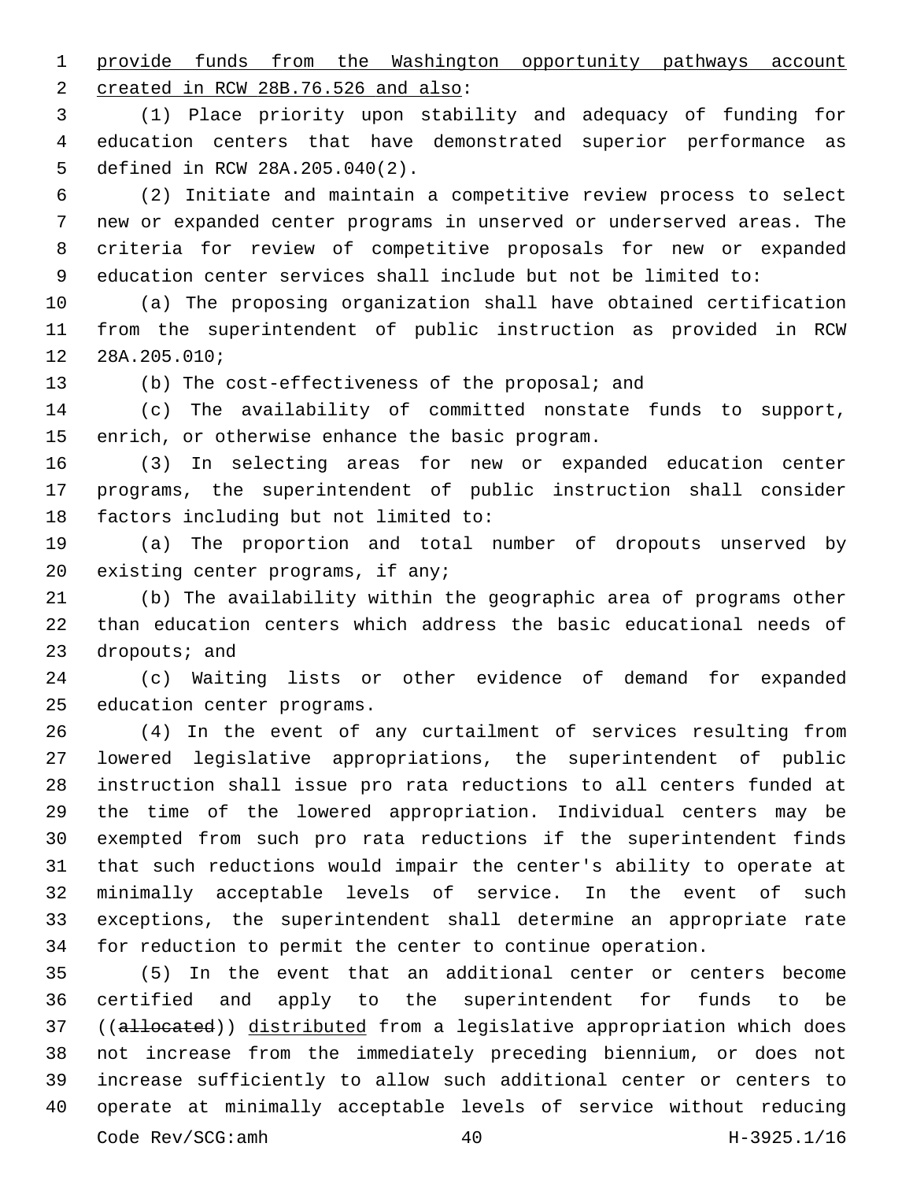provide funds from the Washington opportunity pathways account created in RCW 28B.76.526 and also:

(1) Place priority upon stability and adequacy of funding for education centers that have demonstrated superior performance as defined in RCW 28A.205.040(2).

(2) Initiate and maintain a competitive review process to select new or expanded center programs in unserved or underserved areas. The criteria for review of competitive proposals for new or expanded education center services shall include but not be limited to:

(a) The proposing organization shall have obtained certification from the superintendent of public instruction as provided in RCW 28A.205.010;

(b) The cost-effectiveness of the proposal; and

(c) The availability of committed nonstate funds to support, enrich, or otherwise enhance the basic program.

(3) In selecting areas for new or expanded education center programs, the superintendent of public instruction shall consider factors including but not limited to:

(a) The proportion and total number of dropouts unserved by existing center programs, if any;

(b) The availability within the geographic area of programs other than education centers which address the basic educational needs of dropouts; and

(c) Waiting lists or other evidence of demand for expanded education center programs.

(4) In the event of any curtailment of services resulting from lowered legislative appropriations, the superintendent of public instruction shall issue pro rata reductions to all centers funded at the time of the lowered appropriation. Individual centers may be exempted from such pro rata reductions if the superintendent finds that such reductions would impair the center's ability to operate at minimally acceptable levels of service. In the event of such exceptions, the superintendent shall determine an appropriate rate for reduction to permit the center to continue operation.

(5) In the event that an additional center or centers become certified and apply to the superintendent for funds to be ((~~allocated~~)) distributed from a legislative appropriation which does not increase from the immediately preceding biennium, or does not increase sufficiently to allow such additional center or centers to operate at minimally acceptable levels of service without reducing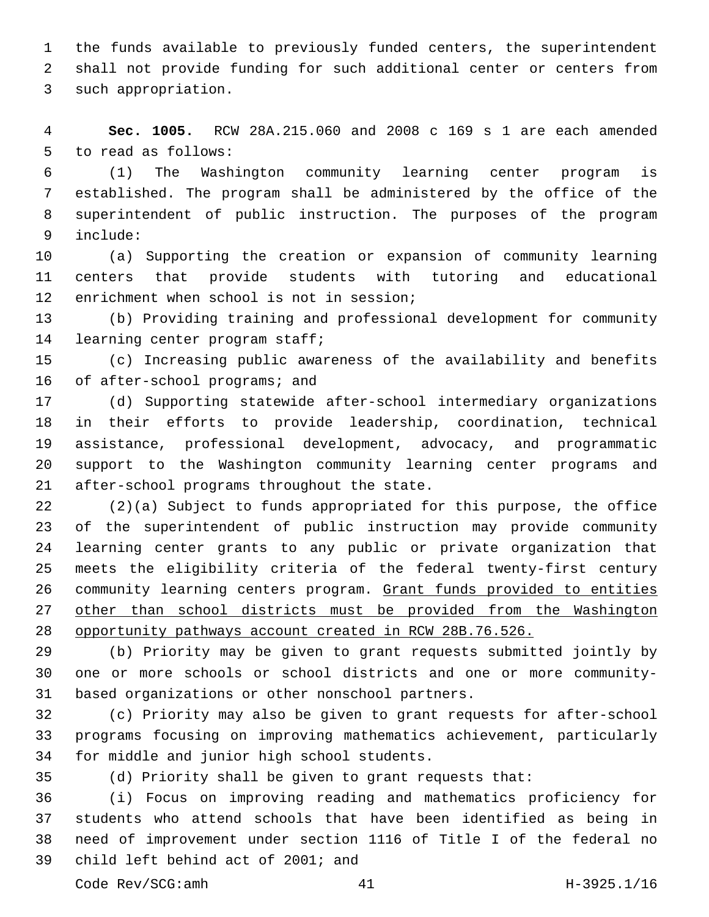the funds available to previously funded centers, the superintendent shall not provide funding for such additional center or centers from such appropriation.

**Sec. 1005.** RCW 28A.215.060 and 2008 c 169 s 1 are each amended to read as follows:

(1) The Washington community learning center program is established. The program shall be administered by the office of the superintendent of public instruction. The purposes of the program include:

(a) Supporting the creation or expansion of community learning centers that provide students with tutoring and educational enrichment when school is not in session;

(b) Providing training and professional development for community learning center program staff;

(c) Increasing public awareness of the availability and benefits of after-school programs; and

(d) Supporting statewide after-school intermediary organizations in their efforts to provide leadership, coordination, technical assistance, professional development, advocacy, and programmatic support to the Washington community learning center programs and after-school programs throughout the state.

(2)(a) Subject to funds appropriated for this purpose, the office of the superintendent of public instruction may provide community learning center grants to any public or private organization that meets the eligibility criteria of the federal twenty-first century community learning centers program. <u>Grant funds provided to entities other than school districts must be provided from the Washington opportunity pathways account created in RCW 28B.76.526.</u>

(b) Priority may be given to grant requests submitted jointly by one or more schools or school districts and one or more community-based organizations or other nonschool partners.

(c) Priority may also be given to grant requests for after-school programs focusing on improving mathematics achievement, particularly for middle and junior high school students.

(d) Priority shall be given to grant requests that:

(i) Focus on improving reading and mathematics proficiency for students who attend schools that have been identified as being in need of improvement under section 1116 of Title I of the federal no child left behind act of 2001; and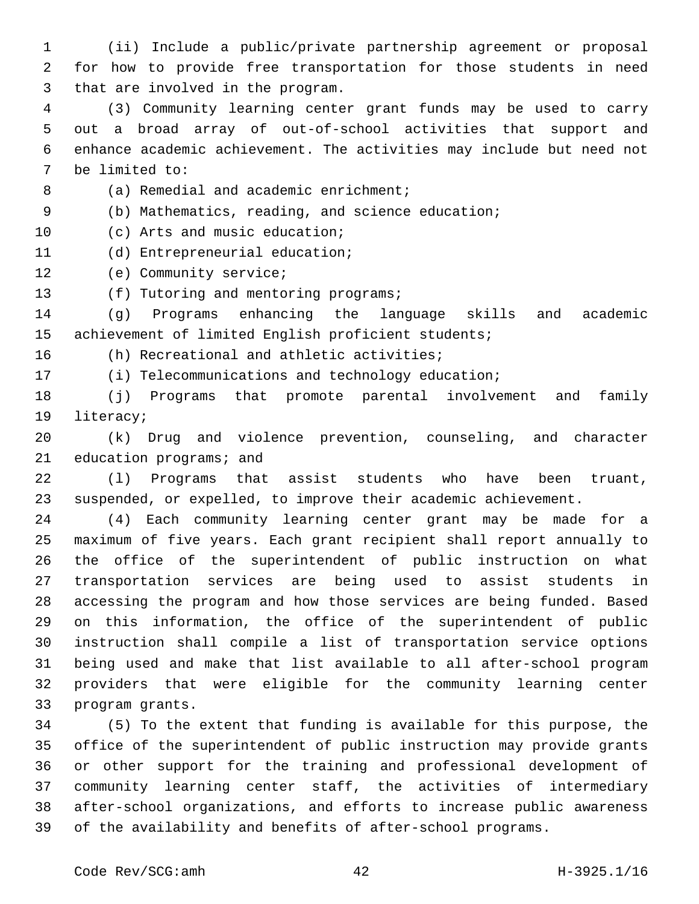(ii) Include a public/private partnership agreement or proposal for how to provide free transportation for those students in need that are involved in the program.

(3) Community learning center grant funds may be used to carry out a broad array of out-of-school activities that support and enhance academic achievement. The activities may include but need not be limited to:

(a) Remedial and academic enrichment;

(b) Mathematics, reading, and science education;

(c) Arts and music education;

(d) Entrepreneurial education;

(e) Community service;

(f) Tutoring and mentoring programs;

(g) Programs enhancing the language skills and academic achievement of limited English proficient students;

(h) Recreational and athletic activities;

(i) Telecommunications and technology education;

(j) Programs that promote parental involvement and family literacy;

(k) Drug and violence prevention, counseling, and character education programs; and

(l) Programs that assist students who have been truant, suspended, or expelled, to improve their academic achievement.

(4) Each community learning center grant may be made for a maximum of five years. Each grant recipient shall report annually to the office of the superintendent of public instruction on what transportation services are being used to assist students in accessing the program and how those services are being funded. Based on this information, the office of the superintendent of public instruction shall compile a list of transportation service options being used and make that list available to all after-school program providers that were eligible for the community learning center program grants.

(5) To the extent that funding is available for this purpose, the office of the superintendent of public instruction may provide grants or other support for the training and professional development of community learning center staff, the activities of intermediary after-school organizations, and efforts to increase public awareness of the availability and benefits of after-school programs.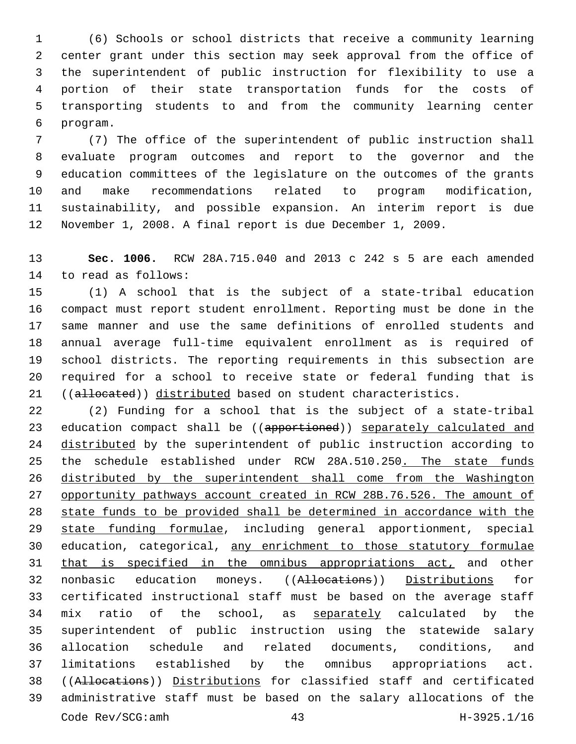(6) Schools or school districts that receive a community learning center grant under this section may seek approval from the office of the superintendent of public instruction for flexibility to use a portion of their state transportation funds for the costs of transporting students to and from the community learning center program.

(7) The office of the superintendent of public instruction shall evaluate program outcomes and report to the governor and the education committees of the legislature on the outcomes of the grants and make recommendations related to program modification, sustainability, and possible expansion. An interim report is due November 1, 2008. A final report is due December 1, 2009.

**Sec. 1006.** RCW 28A.715.040 and 2013 c 242 s 5 are each amended to read as follows:

(1) A school that is the subject of a state-tribal education compact must report student enrollment. Reporting must be done in the same manner and use the same definitions of enrolled students and annual average full-time equivalent enrollment as is required of school districts. The reporting requirements in this subsection are required for a school to receive state or federal funding that is ((~~allocated~~)) <u>distributed</u> based on student characteristics.

(2) Funding for a school that is the subject of a state-tribal education compact shall be ((~~apportioned~~)) <u>separately calculated and distributed</u> by the superintendent of public instruction according to the schedule established under RCW 28A.510.250<u>. The state funds distributed by the superintendent shall come from the Washington opportunity pathways account created in RCW 28B.76.526. The amount of state funds to be provided shall be determined in accordance with the state funding formulae</u>, including general apportionment, special education, categorical, <u>any enrichment to those statutory formulae that is specified in the omnibus appropriations act,</u> and other nonbasic education moneys. ((~~Allocations~~)) <u>Distributions</u> for certificated instructional staff must be based on the average staff mix ratio of the school, as <u>separately</u> calculated by the superintendent of public instruction using the statewide salary allocation schedule and related documents, conditions, and limitations established by the omnibus appropriations act. ((~~Allocations~~)) <u>Distributions</u> for classified staff and certificated administrative staff must be based on the salary allocations of the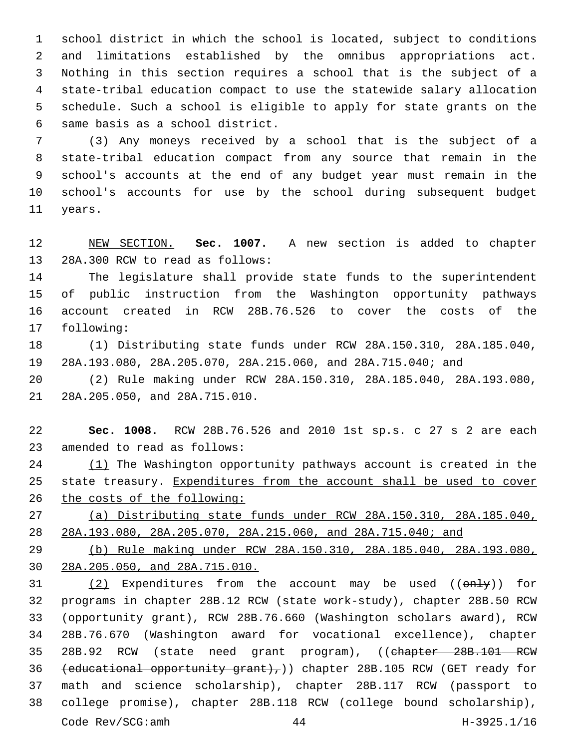school district in which the school is located, subject to conditions and limitations established by the omnibus appropriations act. Nothing in this section requires a school that is the subject of a state-tribal education compact to use the statewide salary allocation schedule. Such a school is eligible to apply for state grants on the same basis as a school district.

(3) Any moneys received by a school that is the subject of a state-tribal education compact from any source that remain in the school's accounts at the end of any budget year must remain in the school's accounts for use by the school during subsequent budget years.

NEW SECTION. **Sec. 1007.** A new section is added to chapter 28A.300 RCW to read as follows:

The legislature shall provide state funds to the superintendent of public instruction from the Washington opportunity pathways account created in RCW 28B.76.526 to cover the costs of the following:

(1) Distributing state funds under RCW 28A.150.310, 28A.185.040, 28A.193.080, 28A.205.070, 28A.215.060, and 28A.715.040; and

(2) Rule making under RCW 28A.150.310, 28A.185.040, 28A.193.080, 28A.205.050, and 28A.715.010.

**Sec. 1008.** RCW 28B.76.526 and 2010 1st sp.s. c 27 s 2 are each amended to read as follows:

(1) The Washington opportunity pathways account is created in the state treasury. Expenditures from the account shall be used to cover the costs of the following:

(a) Distributing state funds under RCW 28A.150.310, 28A.185.040, 28A.193.080, 28A.205.070, 28A.215.060, and 28A.715.040; and

(b) Rule making under RCW 28A.150.310, 28A.185.040, 28A.193.080, 28A.205.050, and 28A.715.010.

(2) Expenditures from the account may be used ((~~only~~)) for programs in chapter 28B.12 RCW (state work-study), chapter 28B.50 RCW (opportunity grant), RCW 28B.76.660 (Washington scholars award), RCW 28B.76.670 (Washington award for vocational excellence), chapter 28B.92 RCW (state need grant program), ((~~chapter 28B.101 RCW (educational opportunity grant),~~)) chapter 28B.105 RCW (GET ready for math and science scholarship), chapter 28B.117 RCW (passport to college promise), chapter 28B.118 RCW (college bound scholarship),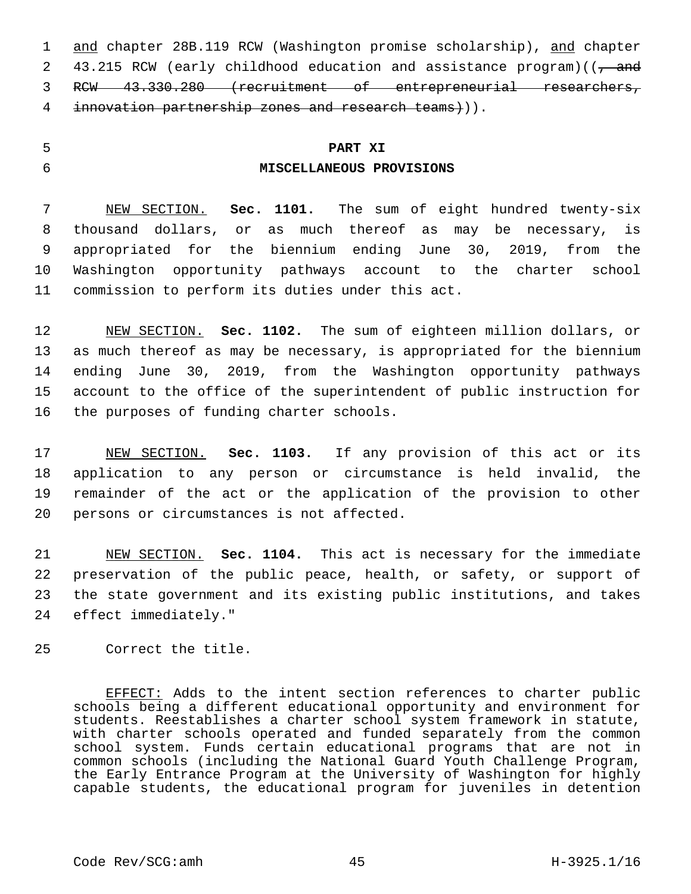and chapter 28B.119 RCW (Washington promise scholarship), and chapter 43.215 RCW (early childhood education and assistance program)((, and RCW 43.330.280 (recruitment of entrepreneurial researchers, innovation partnership zones and research teams))).

**PART XI**

**MISCELLANEOUS PROVISIONS**

NEW SECTION. **Sec. 1101.** The sum of eight hundred twenty-six thousand dollars, or as much thereof as may be necessary, is appropriated for the biennium ending June 30, 2019, from the Washington opportunity pathways account to the charter school commission to perform its duties under this act.

NEW SECTION. **Sec. 1102.** The sum of eighteen million dollars, or as much thereof as may be necessary, is appropriated for the biennium ending June 30, 2019, from the Washington opportunity pathways account to the office of the superintendent of public instruction for the purposes of funding charter schools.

NEW SECTION. **Sec. 1103.** If any provision of this act or its application to any person or circumstance is held invalid, the remainder of the act or the application of the provision to other persons or circumstances is not affected.

NEW SECTION. **Sec. 1104.** This act is necessary for the immediate preservation of the public peace, health, or safety, or support of the state government and its existing public institutions, and takes effect immediately."

Correct the title.

EFFECT: Adds to the intent section references to charter public schools being a different educational opportunity and environment for students. Reestablishes a charter school system framework in statute, with charter schools operated and funded separately from the common school system. Funds certain educational programs that are not in common schools (including the National Guard Youth Challenge Program, the Early Entrance Program at the University of Washington for highly capable students, the educational program for juveniles in detention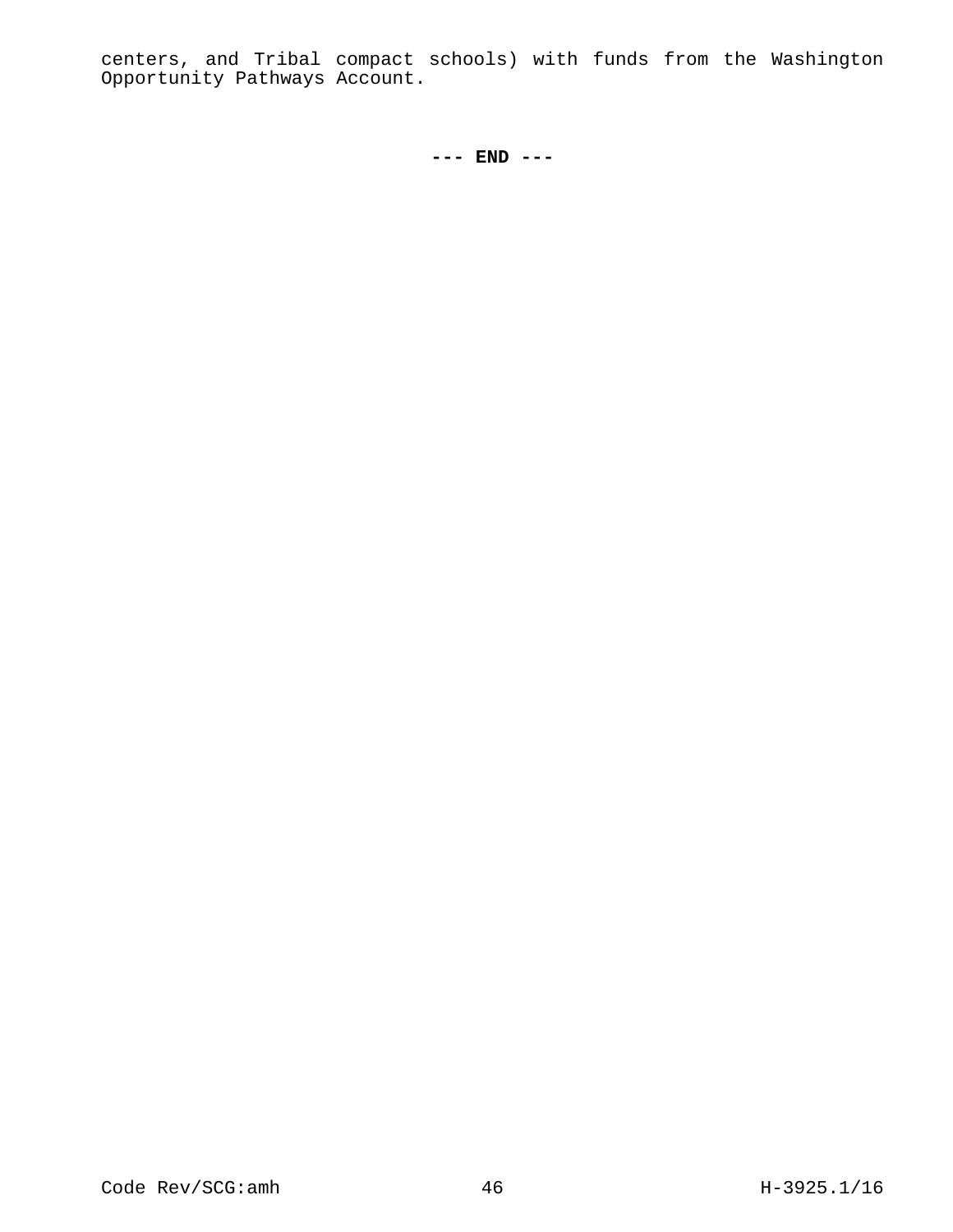centers, and Tribal compact schools) with funds from the Washington Opportunity Pathways Account.

**--- END ---**